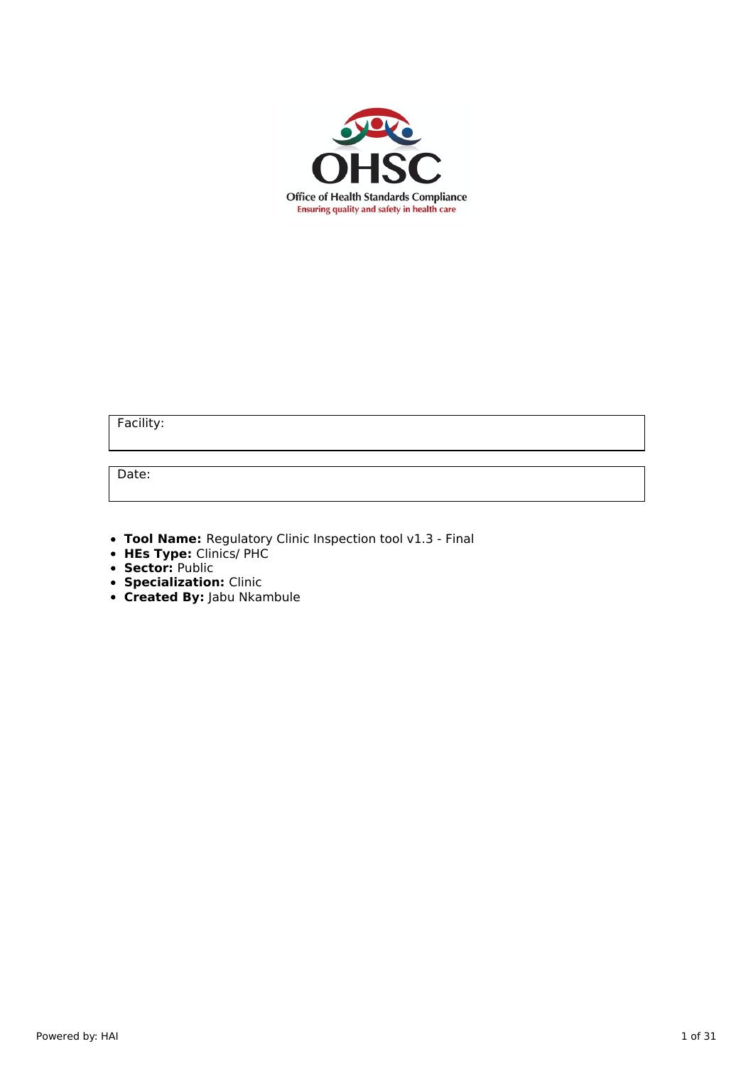OHSC

Office of Health Standards Compliance

Ensuring quality and safety in health care

| |
|---|
| Facility: |

| |
|---|
| Date: |

- **Tool Name:** Regulatory Clinic Inspection tool v1.3 - Final
- **HEs Type:** Clinics/ PHC
- **Sector:** Public
- **Specialization:** Clinic
- **Created By:** Jabu Nkambule

Powered by: HAI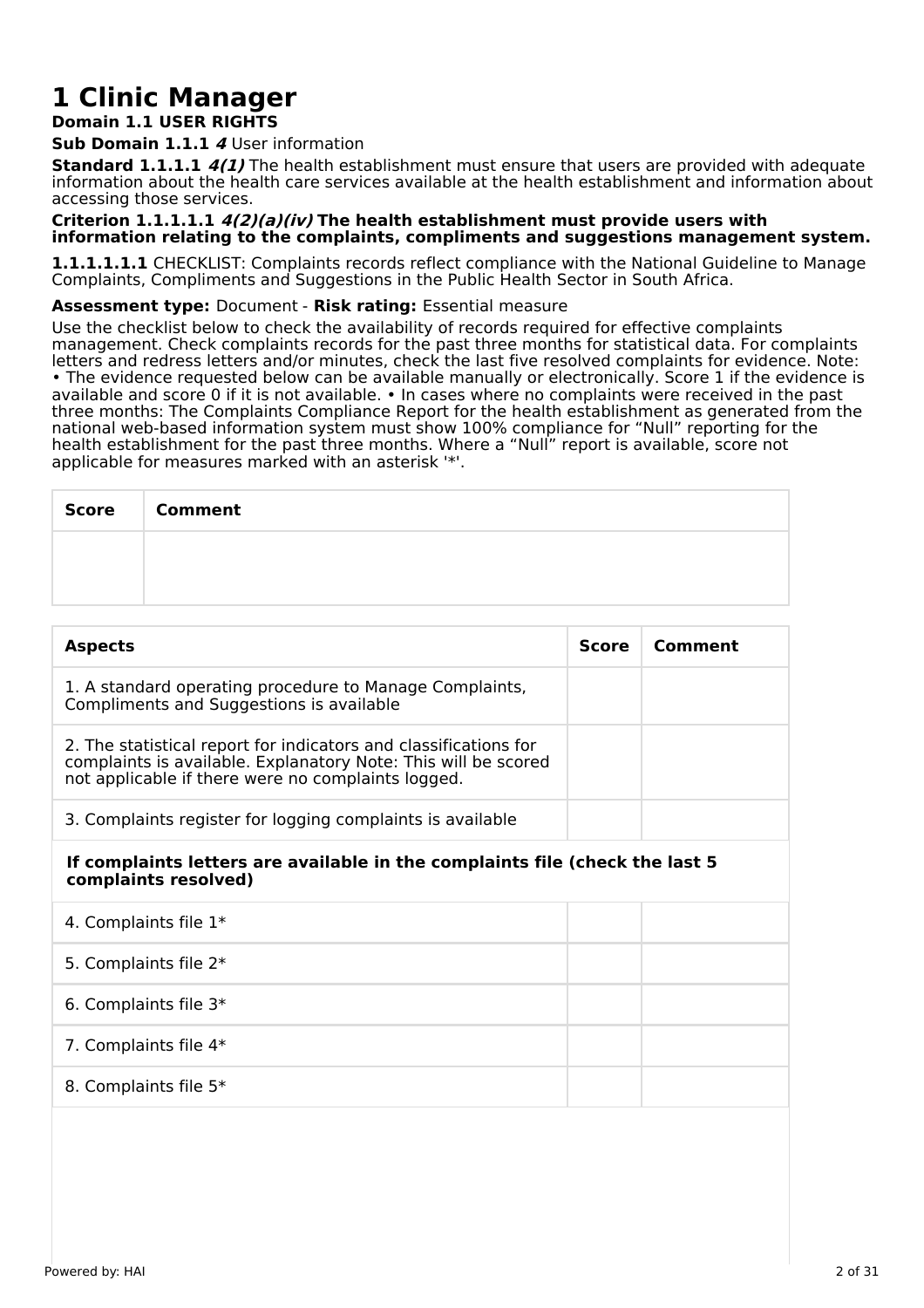# 1 Clinic Manager

**Domain 1.1 USER RIGHTS**

**Sub Domain 1.1.1** ***4*** User information

**Standard 1.1.1.1** ***4(1)*** The health establishment must ensure that users are provided with adequate information about the health care services available at the health establishment and information about accessing those services.

**Criterion 1.1.1.1.1** ***4(2)(a)(iv)*** **The health establishment must provide users with information relating to the complaints, compliments and suggestions management system.**

**1.1.1.1.1.1** CHECKLIST: Complaints records reflect compliance with the National Guideline to Manage Complaints, Compliments and Suggestions in the Public Health Sector in South Africa.

**Assessment type:** Document - **Risk rating:** Essential measure

Use the checklist below to check the availability of records required for effective complaints management. Check complaints records for the past three months for statistical data. For complaints letters and redress letters and/or minutes, check the last five resolved complaints for evidence. Note: • The evidence requested below can be available manually or electronically. Score 1 if the evidence is available and score 0 if it is not available. • In cases where no complaints were received in the past three months: The Complaints Compliance Report for the health establishment as generated from the national web-based information system must show 100% compliance for "Null" reporting for the health establishment for the past three months. Where a "Null" report is available, score not applicable for measures marked with an asterisk '*'.

| Score | Comment |
|---|---|
| | |

| Aspects | Score | Comment |
|---|---|---|
| 1. A standard operating procedure to Manage Complaints, Compliments and Suggestions is available | | |
| 2. The statistical report for indicators and classifications for complaints is available. Explanatory Note: This will be scored not applicable if there were no complaints logged. | | |
| 3. Complaints register for logging complaints is available | | |
| **If complaints letters are available in the complaints file (check the last 5 complaints resolved)** | | |
| 4. Complaints file 1* | | |
| 5. Complaints file 2* | | |
| 6. Complaints file 3* | | |
| 7. Complaints file 4* | | |
| 8. Complaints file 5* | | |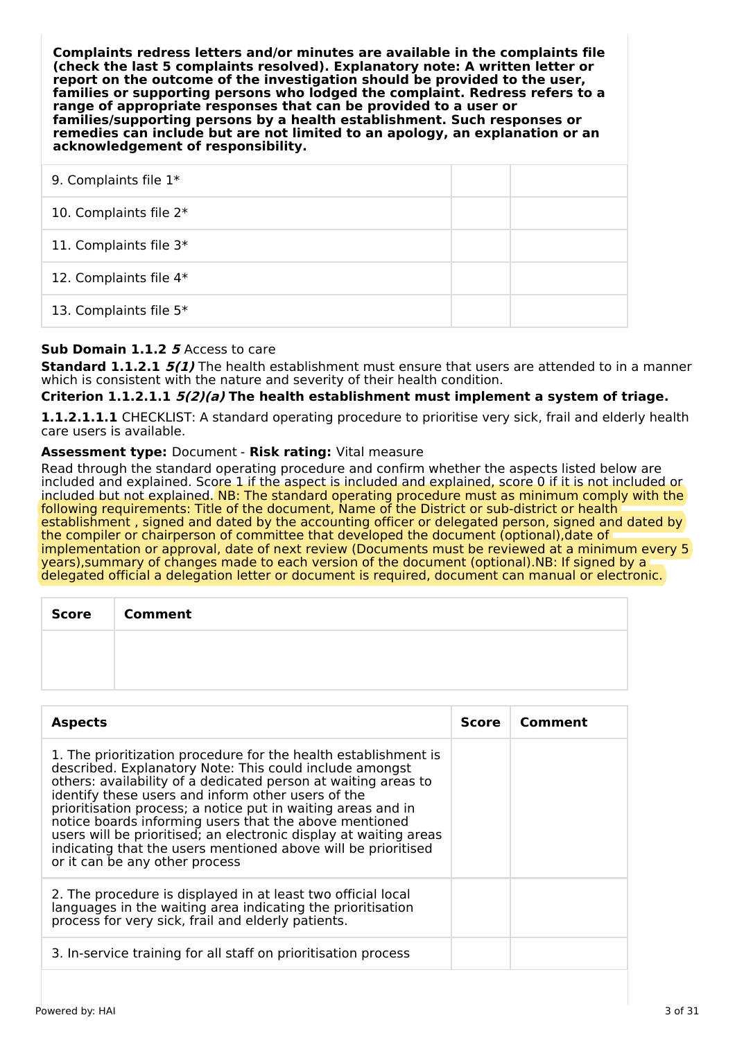| **Complaints redress letters and/or minutes are available in the complaints file (check the last 5 complaints resolved). Explanatory note: A written letter or report on the outcome of the investigation should be provided to the user, families or supporting persons who lodged the complaint. Redress refers to a range of appropriate responses that can be provided to a user or families/supporting persons by a health establishment. Such responses or remedies can include but are not limited to an apology, an explanation or an acknowledgement of responsibility.** | | |
|---|---|---|
| 9. Complaints file 1* | | |
| 10. Complaints file 2* | | |
| 11. Complaints file 3* | | |
| 12. Complaints file 4* | | |
| 13. Complaints file 5* | | |

**Sub Domain 1.1.2** ***5*** Access to care

**Standard 1.1.2.1** ***5(1)*** The health establishment must ensure that users are attended to in a manner which is consistent with the nature and severity of their health condition.

**Criterion 1.1.2.1.1** ***5(2)(a)*** **The health establishment must implement a system of triage.**

**1.1.2.1.1.1** CHECKLIST: A standard operating procedure to prioritise very sick, frail and elderly health care users is available.

**Assessment type:** Document - **Risk rating:** Vital measure

Read through the standard operating procedure and confirm whether the aspects listed below are included and explained. Score 1 if the aspect is included and explained, score 0 if it is not included or included but not explained. NB: The standard operating procedure must as minimum comply with the following requirements: Title of the document, Name of the District or sub-district or health establishment , signed and dated by the accounting officer or delegated person, signed and dated by the compiler or chairperson of committee that developed the document (optional),date of implementation or approval, date of next review (Documents must be reviewed at a minimum every 5 years),summary of changes made to each version of the document (optional).NB: If signed by a delegated official a delegation letter or document is required, document can manual or electronic.

| Score | Comment |
|---|---|
| | |

| Aspects | Score | Comment |
|---|---|---|
| 1. The prioritization procedure for the health establishment is described. Explanatory Note: This could include amongst others: availability of a dedicated person at waiting areas to identify these users and inform other users of the prioritisation process; a notice put in waiting areas and in notice boards informing users that the above mentioned users will be prioritised; an electronic display at waiting areas indicating that the users mentioned above will be prioritised or it can be any other process | | |
| 2. The procedure is displayed in at least two official local languages in the waiting area indicating the prioritisation process for very sick, frail and elderly patients. | | |
| 3. In-service training for all staff on prioritisation process | | |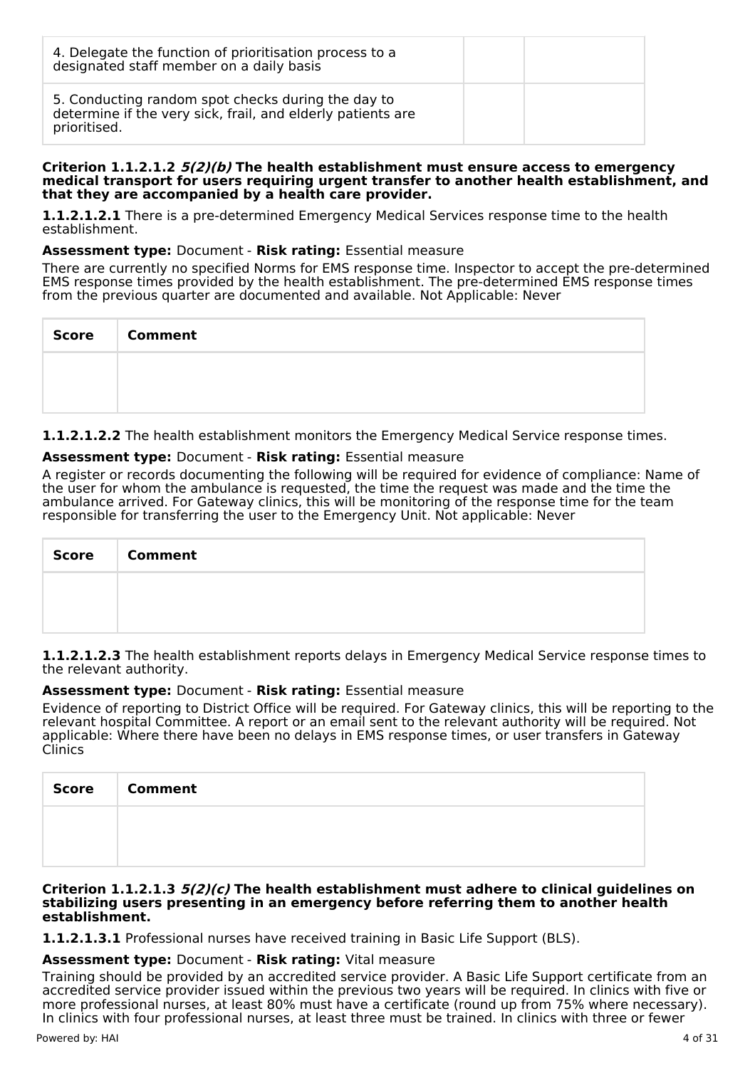| | | |
|---|---|---|
| 4. Delegate the function of prioritisation process to a designated staff member on a daily basis | | |
| 5. Conducting random spot checks during the day to determine if the very sick, frail, and elderly patients are prioritised. | | |

**Criterion 1.1.2.1.2 *5(2)(b)* The health establishment must ensure access to emergency medical transport for users requiring urgent transfer to another health establishment, and that they are accompanied by a health care provider.**

**1.1.2.1.2.1** There is a pre-determined Emergency Medical Services response time to the health establishment.

**Assessment type:** Document - **Risk rating:** Essential measure

There are currently no specified Norms for EMS response time. Inspector to accept the pre-determined EMS response times provided by the health establishment. The pre-determined EMS response times from the previous quarter are documented and available. Not Applicable: Never

| Score | Comment |
|---|---|
| | |

**1.1.2.1.2.2** The health establishment monitors the Emergency Medical Service response times.

**Assessment type:** Document - **Risk rating:** Essential measure

A register or records documenting the following will be required for evidence of compliance: Name of the user for whom the ambulance is requested, the time the request was made and the time the ambulance arrived. For Gateway clinics, this will be monitoring of the response time for the team responsible for transferring the user to the Emergency Unit. Not applicable: Never

| Score | Comment |
|---|---|
| | |

**1.1.2.1.2.3** The health establishment reports delays in Emergency Medical Service response times to the relevant authority.

**Assessment type:** Document - **Risk rating:** Essential measure

Evidence of reporting to District Office will be required. For Gateway clinics, this will be reporting to the relevant hospital Committee. A report or an email sent to the relevant authority will be required. Not applicable: Where there have been no delays in EMS response times, or user transfers in Gateway Clinics

| Score | Comment |
|---|---|
| | |

**Criterion 1.1.2.1.3 *5(2)(c)* The health establishment must adhere to clinical guidelines on stabilizing users presenting in an emergency before referring them to another health establishment.**

**1.1.2.1.3.1** Professional nurses have received training in Basic Life Support (BLS).

**Assessment type:** Document - **Risk rating:** Vital measure

Training should be provided by an accredited service provider. A Basic Life Support certificate from an accredited service provider issued within the previous two years will be required. In clinics with five or more professional nurses, at least 80% must have a certificate (round up from 75% where necessary). In clinics with four professional nurses, at least three must be trained. In clinics with three or fewer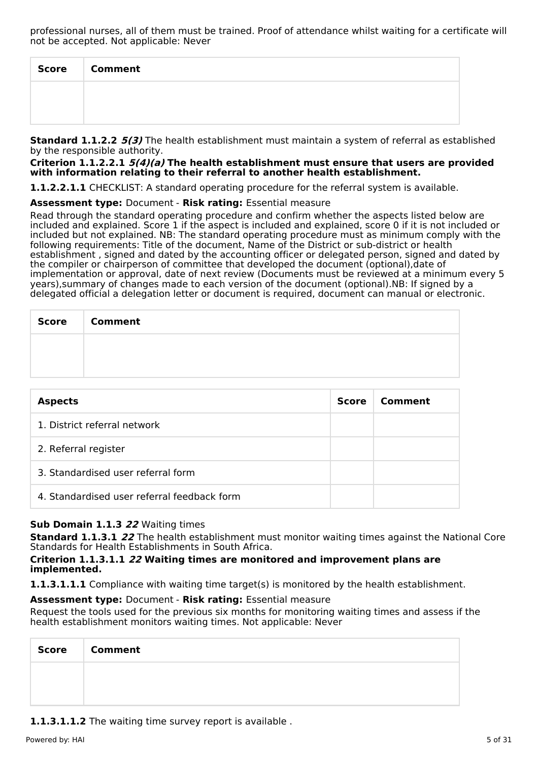professional nurses, all of them must be trained. Proof of attendance whilst waiting for a certificate will not be accepted. Not applicable: Never

| Score | Comment |
| --- | --- |
| | |

**Standard 1.1.2.2** ***5(3)*** The health establishment must maintain a system of referral as established by the responsible authority.

**Criterion 1.1.2.2.1** ***5(4)(a)*** **The health establishment must ensure that users are provided with information relating to their referral to another health establishment.**

**1.1.2.2.1.1** CHECKLIST: A standard operating procedure for the referral system is available.

**Assessment type:** Document - **Risk rating:** Essential measure

Read through the standard operating procedure and confirm whether the aspects listed below are included and explained. Score 1 if the aspect is included and explained, score 0 if it is not included or included but not explained. NB: The standard operating procedure must as minimum comply with the following requirements: Title of the document, Name of the District or sub-district or health establishment , signed and dated by the accounting officer or delegated person, signed and dated by the compiler or chairperson of committee that developed the document (optional),date of implementation or approval, date of next review (Documents must be reviewed at a minimum every 5 years),summary of changes made to each version of the document (optional).NB: If signed by a delegated official a delegation letter or document is required, document can manual or electronic.

| Score | Comment |
| --- | --- |
| | |

| Aspects | Score | Comment |
| --- | --- | --- |
| 1. District referral network | | |
| 2. Referral register | | |
| 3. Standardised user referral form | | |
| 4. Standardised user referral feedback form | | |

**Sub Domain 1.1.3** ***22*** Waiting times

**Standard 1.1.3.1** ***22*** The health establishment must monitor waiting times against the National Core Standards for Health Establishments in South Africa.

**Criterion 1.1.3.1.1** ***22*** **Waiting times are monitored and improvement plans are implemented.**

**1.1.3.1.1.1** Compliance with waiting time target(s) is monitored by the health establishment.

**Assessment type:** Document - **Risk rating:** Essential measure

Request the tools used for the previous six months for monitoring waiting times and assess if the health establishment monitors waiting times. Not applicable: Never

| Score | Comment |
| --- | --- |
| | |

**1.1.3.1.1.2** The waiting time survey report is available .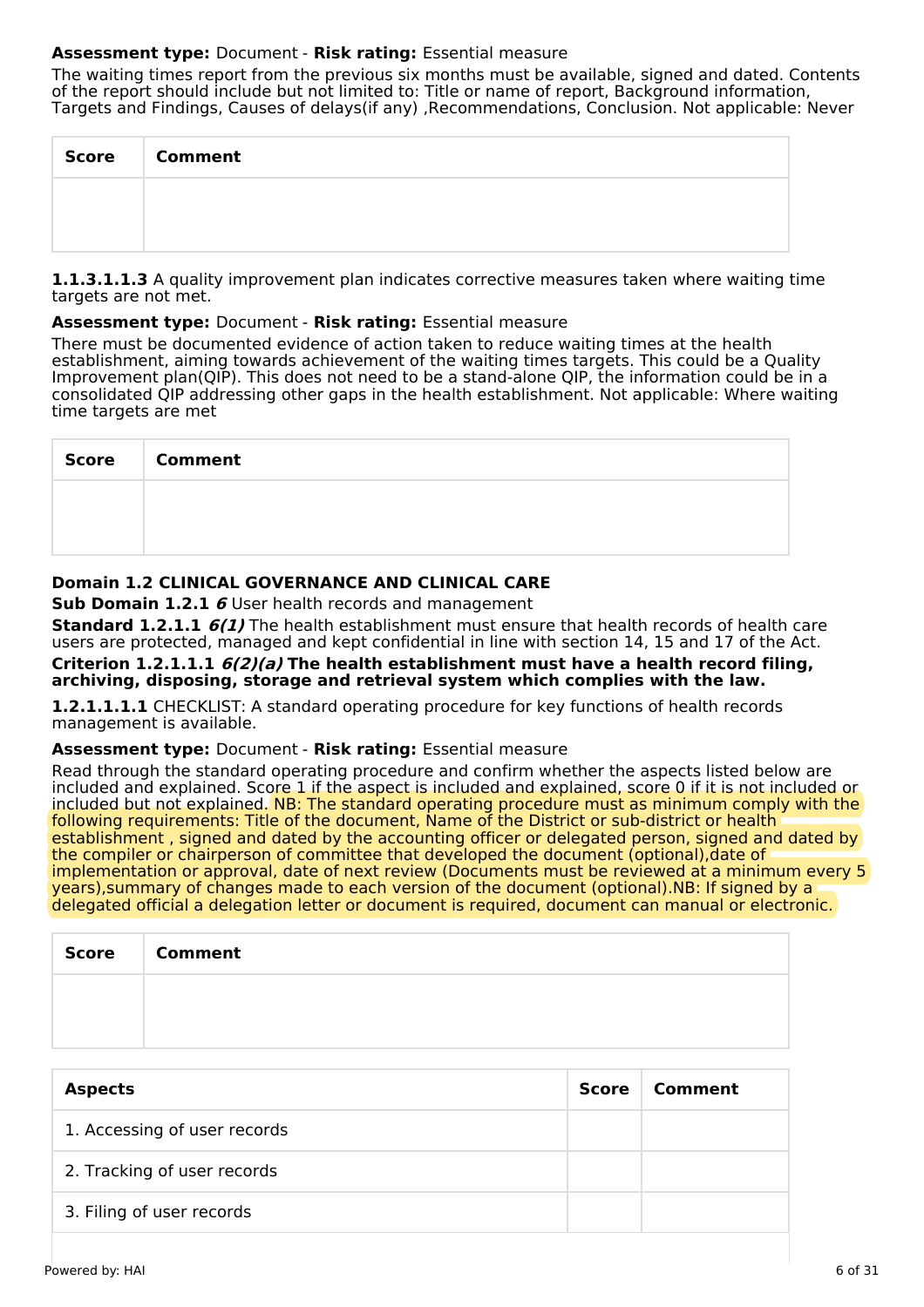**Assessment type:** Document - **Risk rating:** Essential measure

The waiting times report from the previous six months must be available, signed and dated. Contents of the report should include but not limited to: Title or name of report, Background information, Targets and Findings, Causes of delays(if any) ,Recommendations, Conclusion. Not applicable: Never

| Score | Comment |
| --- | --- |
| | |

**1.1.3.1.1.3** A quality improvement plan indicates corrective measures taken where waiting time targets are not met.

**Assessment type:** Document - **Risk rating:** Essential measure

There must be documented evidence of action taken to reduce waiting times at the health establishment, aiming towards achievement of the waiting times targets. This could be a Quality Improvement plan(QIP). This does not need to be a stand-alone QIP, the information could be in a consolidated QIP addressing other gaps in the health establishment. Not applicable: Where waiting time targets are met

| Score | Comment |
| --- | --- |
| | |

**Domain 1.2 CLINICAL GOVERNANCE AND CLINICAL CARE**

**Sub Domain 1.2.1** ***6*** User health records and management

**Standard 1.2.1.1** ***6(1)*** The health establishment must ensure that health records of health care users are protected, managed and kept confidential in line with section 14, 15 and 17 of the Act.

**Criterion 1.2.1.1.1** ***6(2)(a)*** **The health establishment must have a health record filing, archiving, disposing, storage and retrieval system which complies with the law.**

**1.2.1.1.1.1** CHECKLIST: A standard operating procedure for key functions of health records management is available.

**Assessment type:** Document - **Risk rating:** Essential measure

Read through the standard operating procedure and confirm whether the aspects listed below are included and explained. Score 1 if the aspect is included and explained, score 0 if it is not included or included but not explained. NB: The standard operating procedure must as minimum comply with the following requirements: Title of the document, Name of the District or sub-district or health establishment , signed and dated by the accounting officer or delegated person, signed and dated by the compiler or chairperson of committee that developed the document (optional),date of implementation or approval, date of next review (Documents must be reviewed at a minimum every 5 years),summary of changes made to each version of the document (optional).NB: If signed by a delegated official a delegation letter or document is required, document can manual or electronic.

| Score | Comment |
| --- | --- |
| | |

| Aspects | Score | Comment |
| --- | --- | --- |
| 1. Accessing of user records | | |
| 2. Tracking of user records | | |
| 3. Filing of user records | | |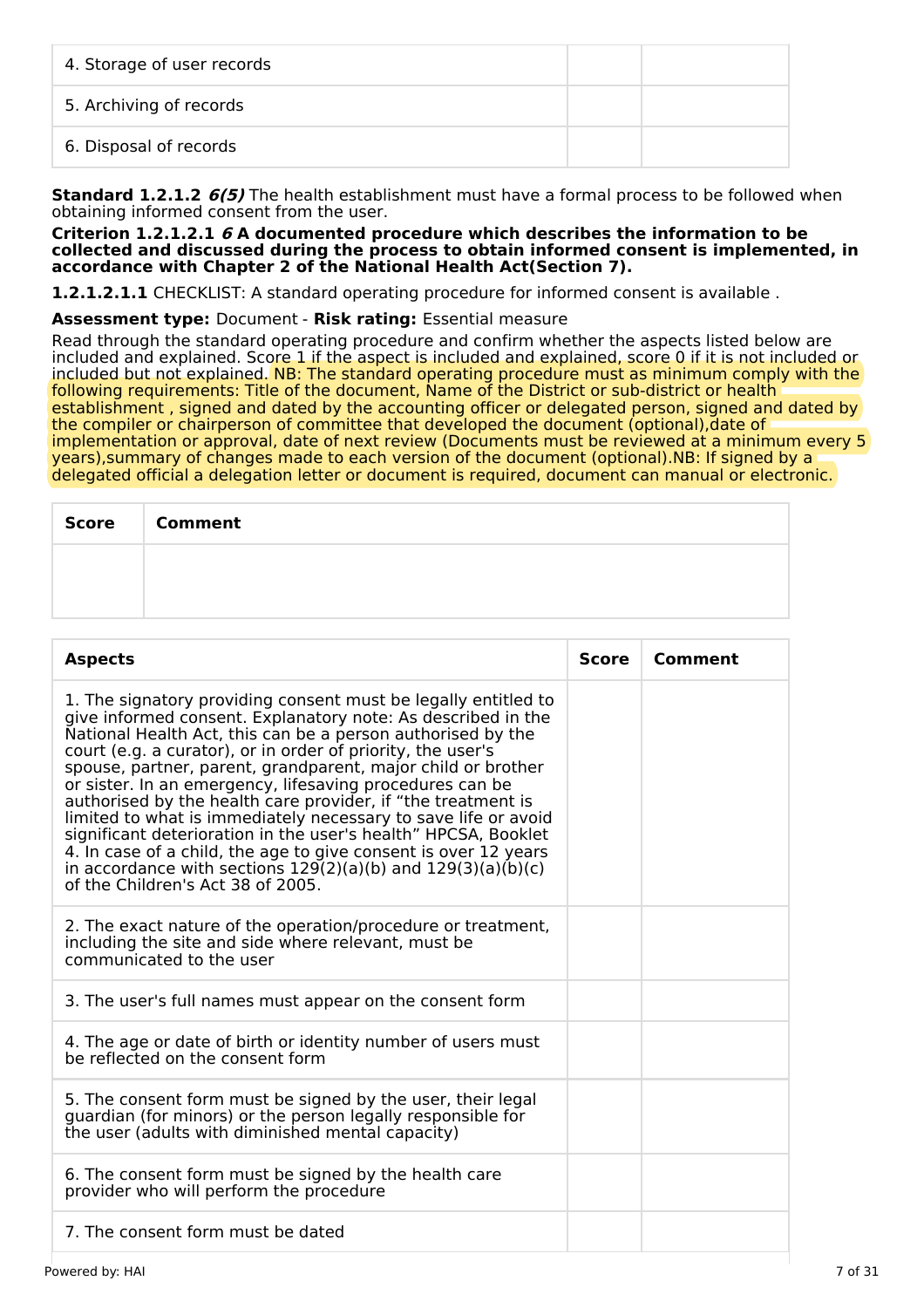| | | |
|---|---|---|
| 4. Storage of user records | | |
| 5. Archiving of records | | |
| 6. Disposal of records | | |

**Standard 1.2.1.2** ***6(5)*** The health establishment must have a formal process to be followed when obtaining informed consent from the user.

**Criterion 1.2.1.2.1** ***6*** **A documented procedure which describes the information to be collected and discussed during the process to obtain informed consent is implemented, in accordance with Chapter 2 of the National Health Act(Section 7).**

**1.2.1.2.1.1** CHECKLIST: A standard operating procedure for informed consent is available .

**Assessment type:** Document - **Risk rating:** Essential measure

Read through the standard operating procedure and confirm whether the aspects listed below are included and explained. Score 1 if the aspect is included and explained, score 0 if it is not included or included but not explained. NB: The standard operating procedure must as minimum comply with the following requirements: Title of the document, Name of the District or sub-district or health establishment , signed and dated by the accounting officer or delegated person, signed and dated by the compiler or chairperson of committee that developed the document (optional),date of implementation or approval, date of next review (Documents must be reviewed at a minimum every 5 years),summary of changes made to each version of the document (optional).NB: If signed by a delegated official a delegation letter or document is required, document can manual or electronic.

| Score | Comment |
|---|---|
| | |

| Aspects | Score | Comment |
|---|---|---|
| 1. The signatory providing consent must be legally entitled to give informed consent. Explanatory note: As described in the National Health Act, this can be a person authorised by the court (e.g. a curator), or in order of priority, the user's spouse, partner, parent, grandparent, major child or brother or sister. In an emergency, lifesaving procedures can be authorised by the health care provider, if “the treatment is limited to what is immediately necessary to save life or avoid significant deterioration in the user's health” HPCSA, Booklet 4. In case of a child, the age to give consent is over 12 years in accordance with sections 129(2)(a)(b) and 129(3)(a)(b)(c) of the Children's Act 38 of 2005. | | |
| 2. The exact nature of the operation/procedure or treatment, including the site and side where relevant, must be communicated to the user | | |
| 3. The user's full names must appear on the consent form | | |
| 4. The age or date of birth or identity number of users must be reflected on the consent form | | |
| 5. The consent form must be signed by the user, their legal guardian (for minors) or the person legally responsible for the user (adults with diminished mental capacity) | | |
| 6. The consent form must be signed by the health care provider who will perform the procedure | | |
| 7. The consent form must be dated | | |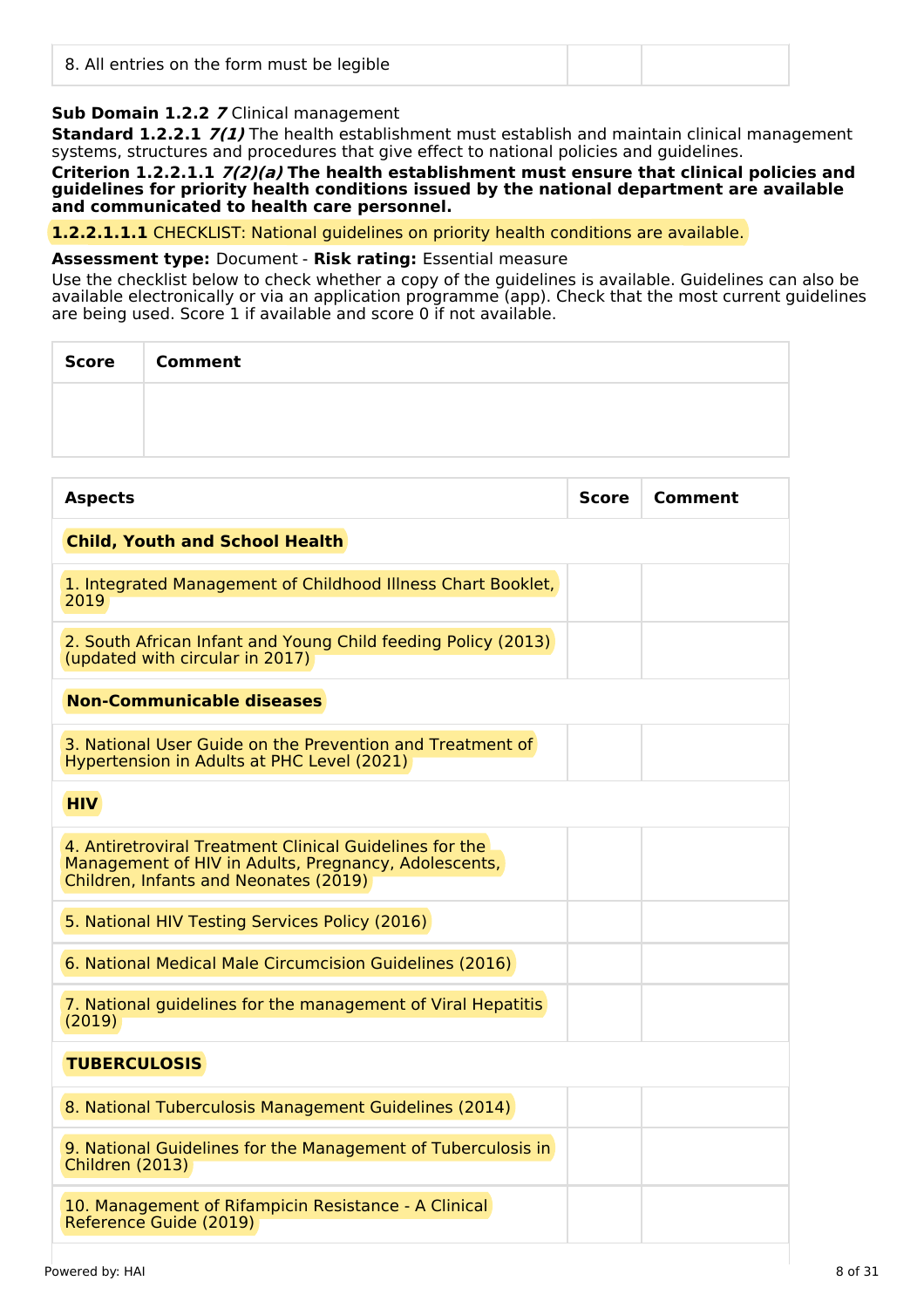| | | |
|---|---|---|
| 8. All entries on the form must be legible | | |

**Sub Domain 1.2.2** ***7*** Clinical management

**Standard 1.2.2.1** ***7(1)*** The health establishment must establish and maintain clinical management systems, structures and procedures that give effect to national policies and guidelines.

**Criterion 1.2.2.1.1** ***7(2)(a)*** **The health establishment must ensure that clinical policies and guidelines for priority health conditions issued by the national department are available and communicated to health care personnel.**

**1.2.2.1.1.1** CHECKLIST: National guidelines on priority health conditions are available.

**Assessment type:** Document - **Risk rating:** Essential measure

Use the checklist below to check whether a copy of the guidelines is available. Guidelines can also be available electronically or via an application programme (app). Check that the most current guidelines are being used. Score 1 if available and score 0 if not available.

| Score | Comment |
|---|---|
| | |

| Aspects | Score | Comment |
|---|---|---|
| **Child, Youth and School Health** | | |
| 1. Integrated Management of Childhood Illness Chart Booklet, 2019 | | |
| 2. South African Infant and Young Child feeding Policy (2013) (updated with circular in 2017) | | |
| **Non-Communicable diseases** | | |
| 3. National User Guide on the Prevention and Treatment of Hypertension in Adults at PHC Level (2021) | | |
| **HIV** | | |
| 4. Antiretroviral Treatment Clinical Guidelines for the Management of HIV in Adults, Pregnancy, Adolescents, Children, Infants and Neonates (2019) | | |
| 5. National HIV Testing Services Policy (2016) | | |
| 6. National Medical Male Circumcision Guidelines (2016) | | |
| 7. National guidelines for the management of Viral Hepatitis (2019) | | |
| **TUBERCULOSIS** | | |
| 8. National Tuberculosis Management Guidelines (2014) | | |
| 9. National Guidelines for the Management of Tuberculosis in Children (2013) | | |
| 10. Management of Rifampicin Resistance - A Clinical Reference Guide (2019) | | |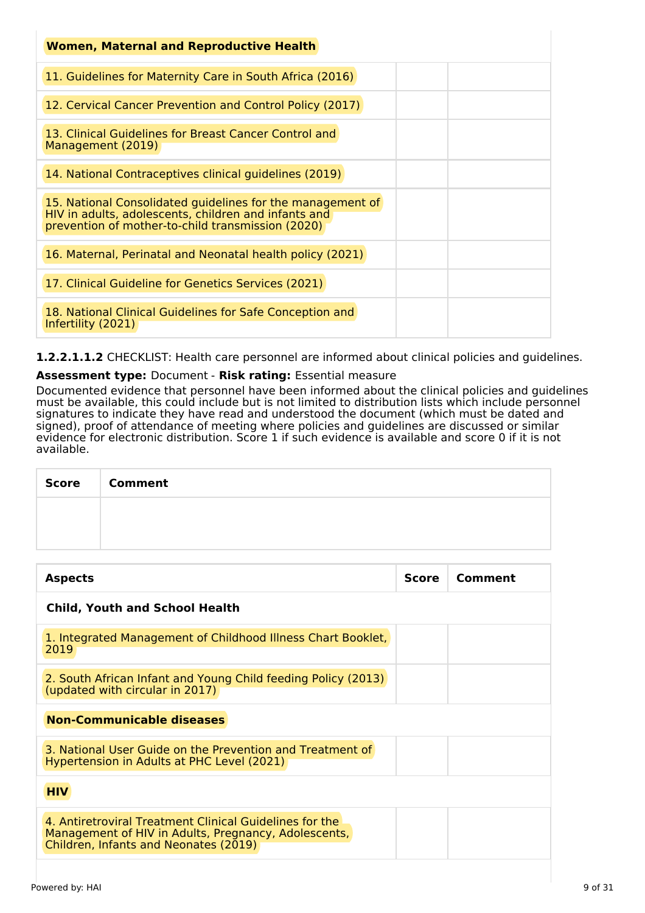| | | |
|---|---|---|
| **Women, Maternal and Reproductive Health** | | |
| 11. Guidelines for Maternity Care in South Africa (2016) | | |
| 12. Cervical Cancer Prevention and Control Policy (2017) | | |
| 13. Clinical Guidelines for Breast Cancer Control and Management (2019) | | |
| 14. National Contraceptives clinical guidelines (2019) | | |
| 15. National Consolidated guidelines for the management of HIV in adults, adolescents, children and infants and prevention of mother-to-child transmission (2020) | | |
| 16. Maternal, Perinatal and Neonatal health policy (2021) | | |
| 17. Clinical Guideline for Genetics Services (2021) | | |
| 18. National Clinical Guidelines for Safe Conception and Infertility (2021) | | |

**1.2.2.1.1.2** CHECKLIST: Health care personnel are informed about clinical policies and guidelines.

**Assessment type:** Document - **Risk rating:** Essential measure

Documented evidence that personnel have been informed about the clinical policies and guidelines must be available, this could include but is not limited to distribution lists which include personnel signatures to indicate they have read and understood the document (which must be dated and signed), proof of attendance of meeting where policies and guidelines are discussed or similar evidence for electronic distribution. Score 1 if such evidence is available and score 0 if it is not available.

| Score | Comment |
|---|---|
| | |

| Aspects | Score | Comment |
|---|---|---|
| **Child, Youth and School Health** | | |
| 1. Integrated Management of Childhood Illness Chart Booklet, 2019 | | |
| 2. South African Infant and Young Child feeding Policy (2013) (updated with circular in 2017) | | |
| **Non-Communicable diseases** | | |
| 3. National User Guide on the Prevention and Treatment of Hypertension in Adults at PHC Level (2021) | | |
| **HIV** | | |
| 4. Antiretroviral Treatment Clinical Guidelines for the Management of HIV in Adults, Pregnancy, Adolescents, Children, Infants and Neonates (2019) | | |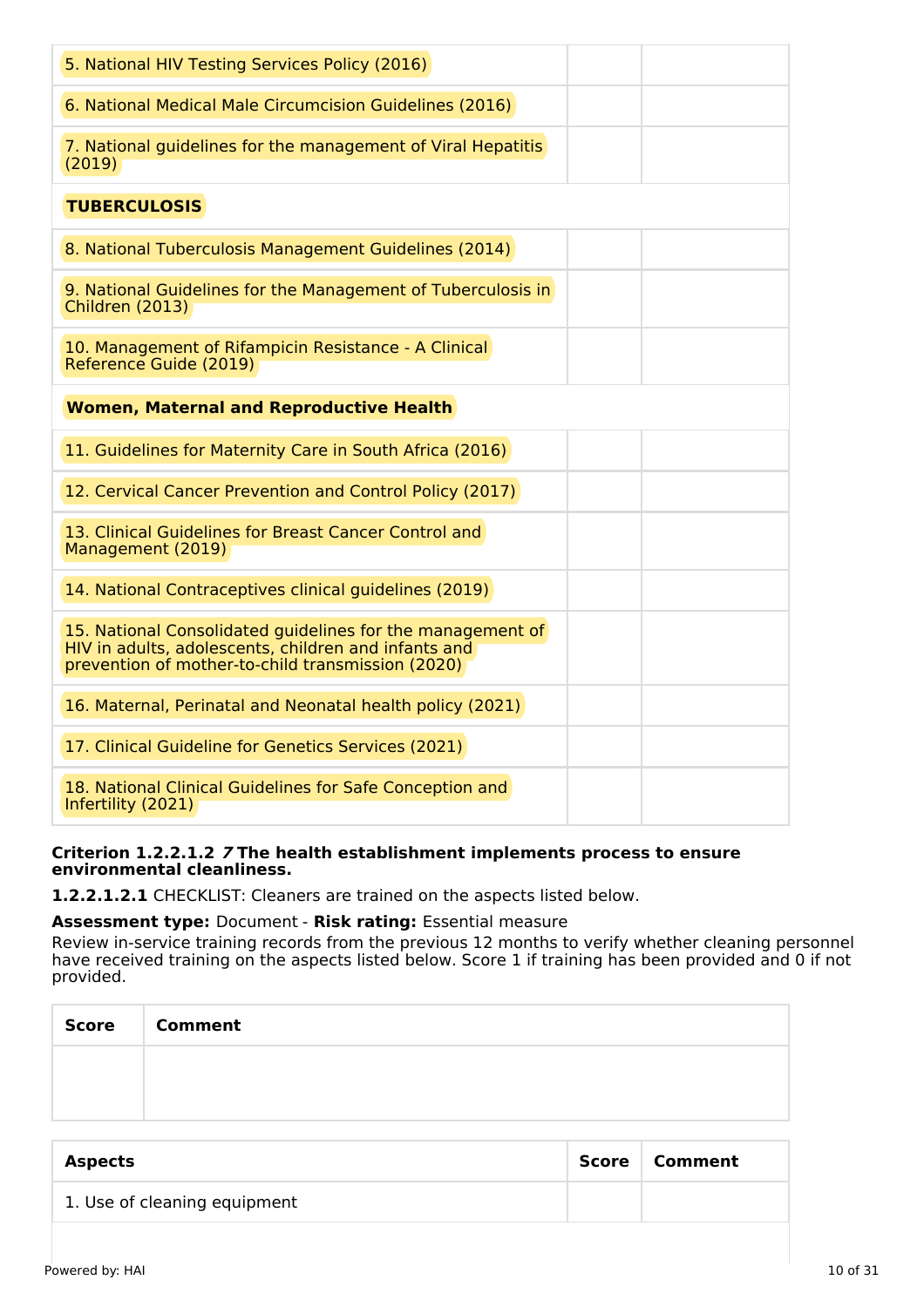| | | |
|---|---|---|
| 5. National HIV Testing Services Policy (2016) | | |
| 6. National Medical Male Circumcision Guidelines (2016) | | |
| 7. National guidelines for the management of Viral Hepatitis (2019) | | |
| **TUBERCULOSIS** | | |
| 8. National Tuberculosis Management Guidelines (2014) | | |
| 9. National Guidelines for the Management of Tuberculosis in Children (2013) | | |
| 10. Management of Rifampicin Resistance - A Clinical Reference Guide (2019) | | |
| **Women, Maternal and Reproductive Health** | | |
| 11. Guidelines for Maternity Care in South Africa (2016) | | |
| 12. Cervical Cancer Prevention and Control Policy (2017) | | |
| 13. Clinical Guidelines for Breast Cancer Control and Management (2019) | | |
| 14. National Contraceptives clinical guidelines (2019) | | |
| 15. National Consolidated guidelines for the management of HIV in adults, adolescents, children and infants and prevention of mother-to-child transmission (2020) | | |
| 16. Maternal, Perinatal and Neonatal health policy (2021) | | |
| 17. Clinical Guideline for Genetics Services (2021) | | |
| 18. National Clinical Guidelines for Safe Conception and Infertility (2021) | | |

**Criterion 1.2.2.1.2 *7* The health establishment implements process to ensure environmental cleanliness.**

**1.2.2.1.2.1** CHECKLIST: Cleaners are trained on the aspects listed below.

**Assessment type:** Document - **Risk rating:** Essential measure

Review in-service training records from the previous 12 months to verify whether cleaning personnel have received training on the aspects listed below. Score 1 if training has been provided and 0 if not provided.

| Score | Comment |
|---|---|
| | |

| Aspects | Score | Comment |
|---|---|---|
| 1. Use of cleaning equipment | | |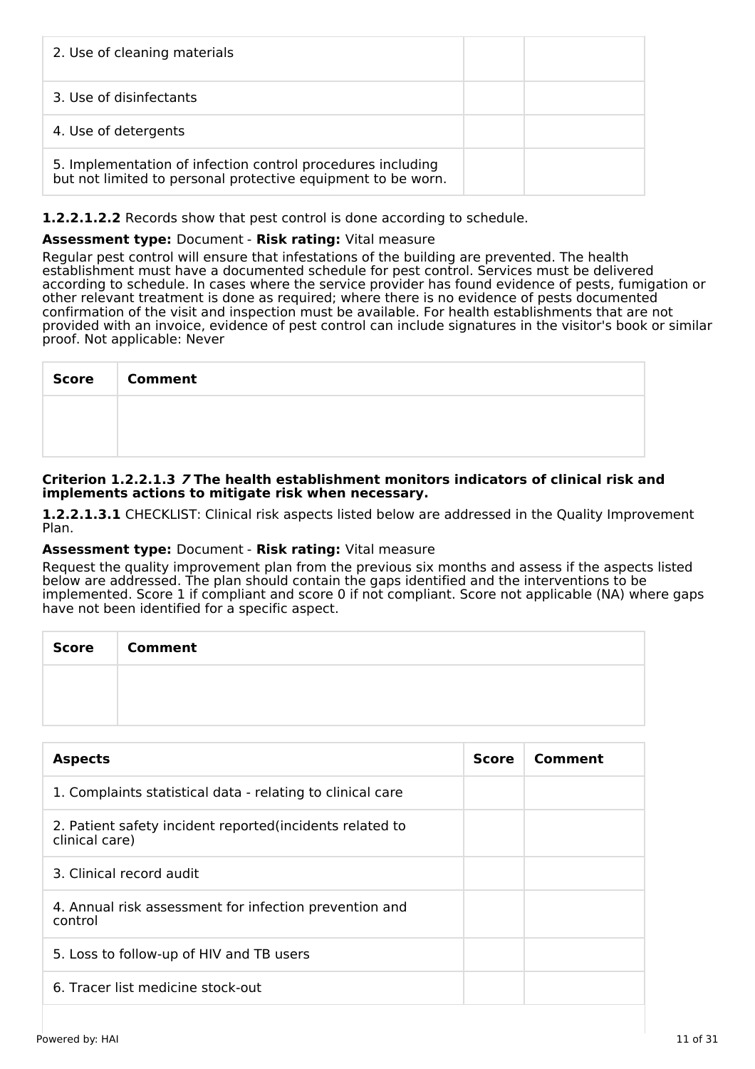| | | |
|---|---|---|
| 2. Use of cleaning materials | | |
| 3. Use of disinfectants | | |
| 4. Use of detergents | | |
| 5. Implementation of infection control procedures including but not limited to personal protective equipment to be worn. | | |

**1.2.2.1.2.2** Records show that pest control is done according to schedule.

**Assessment type:** Document - **Risk rating:** Vital measure

Regular pest control will ensure that infestations of the building are prevented. The health establishment must have a documented schedule for pest control. Services must be delivered according to schedule. In cases where the service provider has found evidence of pests, fumigation or other relevant treatment is done as required; where there is no evidence of pests documented confirmation of the visit and inspection must be available. For health establishments that are not provided with an invoice, evidence of pest control can include signatures in the visitor's book or similar proof. Not applicable: Never

| Score | Comment |
|---|---|
| | |

**Criterion 1.2.2.1.3 *7* The health establishment monitors indicators of clinical risk and implements actions to mitigate risk when necessary.**

**1.2.2.1.3.1** CHECKLIST: Clinical risk aspects listed below are addressed in the Quality Improvement Plan.

**Assessment type:** Document - **Risk rating:** Vital measure

Request the quality improvement plan from the previous six months and assess if the aspects listed below are addressed. The plan should contain the gaps identified and the interventions to be implemented. Score 1 if compliant and score 0 if not compliant. Score not applicable (NA) where gaps have not been identified for a specific aspect.

| Score | Comment |
|---|---|
| | |

| Aspects | Score | Comment |
|---|---|---|
| 1. Complaints statistical data - relating to clinical care | | |
| 2. Patient safety incident reported(incidents related to clinical care) | | |
| 3. Clinical record audit | | |
| 4. Annual risk assessment for infection prevention and control | | |
| 5. Loss to follow-up of HIV and TB users | | |
| 6. Tracer list medicine stock-out | | |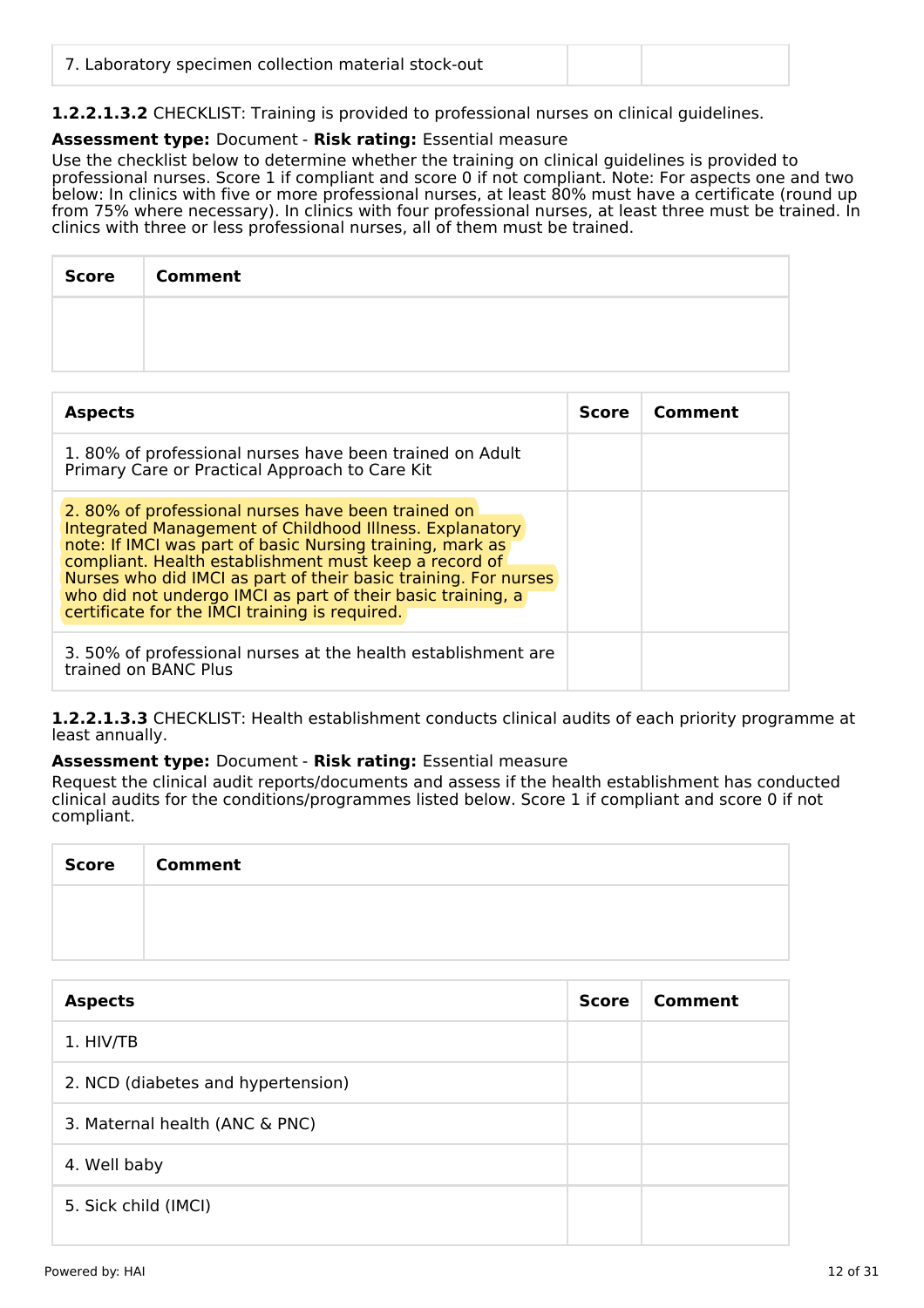| | | |
|---|---|---|
| 7. Laboratory specimen collection material stock-out | | |

**1.2.2.1.3.2** CHECKLIST: Training is provided to professional nurses on clinical guidelines.

**Assessment type:** Document - **Risk rating:** Essential measure

Use the checklist below to determine whether the training on clinical guidelines is provided to professional nurses. Score 1 if compliant and score 0 if not compliant. Note: For aspects one and two below: In clinics with five or more professional nurses, at least 80% must have a certificate (round up from 75% where necessary). In clinics with four professional nurses, at least three must be trained. In clinics with three or less professional nurses, all of them must be trained.

| Score | Comment |
|---|---|
| | |

| Aspects | Score | Comment |
|---|---|---|
| 1. 80% of professional nurses have been trained on Adult Primary Care or Practical Approach to Care Kit | | |
| 2. 80% of professional nurses have been trained on Integrated Management of Childhood Illness. Explanatory note: If IMCI was part of basic Nursing training, mark as compliant. Health establishment must keep a record of Nurses who did IMCI as part of their basic training. For nurses who did not undergo IMCI as part of their basic training, a certificate for the IMCI training is required. | | |
| 3. 50% of professional nurses at the health establishment are trained on BANC Plus | | |

**1.2.2.1.3.3** CHECKLIST: Health establishment conducts clinical audits of each priority programme at least annually.

**Assessment type:** Document - **Risk rating:** Essential measure

Request the clinical audit reports/documents and assess if the health establishment has conducted clinical audits for the conditions/programmes listed below. Score 1 if compliant and score 0 if not compliant.

| Score | Comment |
|---|---|
| | |

| Aspects | Score | Comment |
|---|---|---|
| 1. HIV/TB | | |
| 2. NCD (diabetes and hypertension) | | |
| 3. Maternal health (ANC & PNC) | | |
| 4. Well baby | | |
| 5. Sick child (IMCI) | | |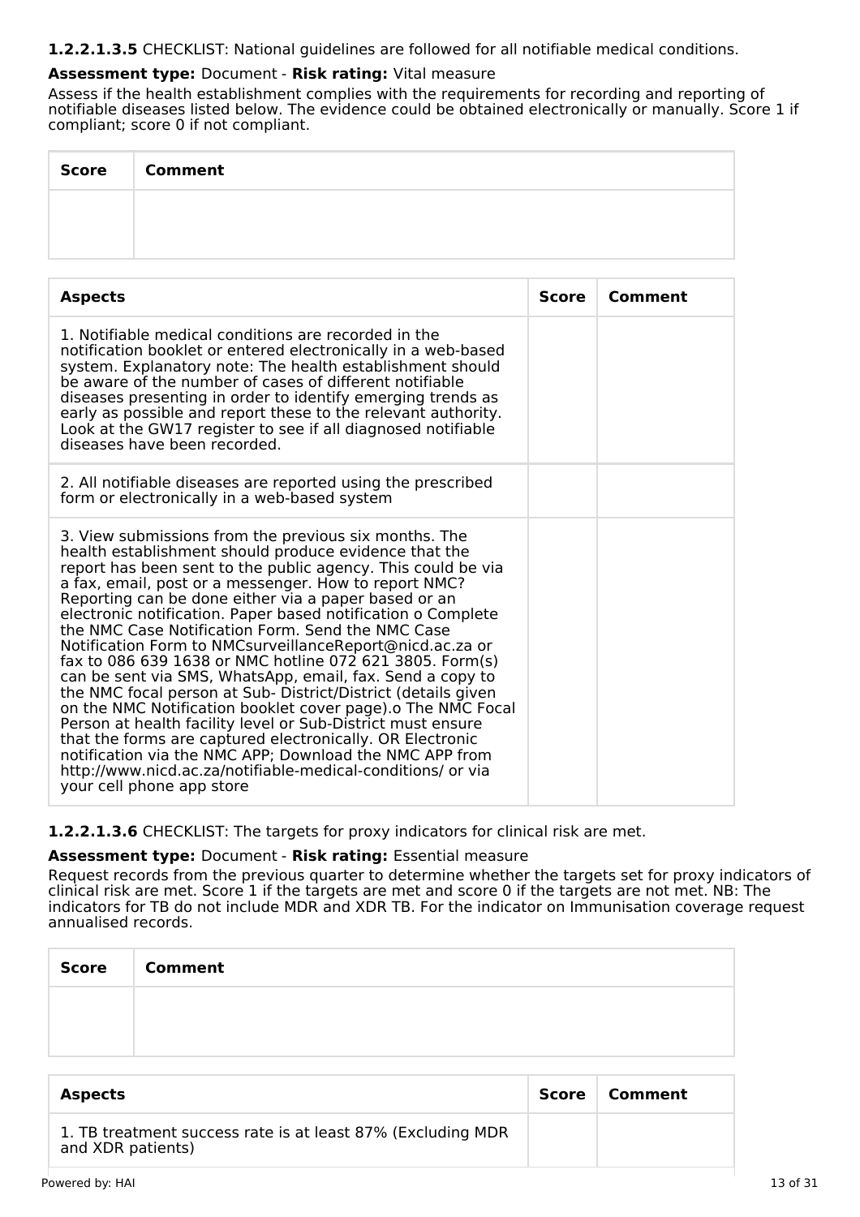**1.2.2.1.3.5** CHECKLIST: National guidelines are followed for all notifiable medical conditions.

**Assessment type:** Document - **Risk rating:** Vital measure

Assess if the health establishment complies with the requirements for recording and reporting of notifiable diseases listed below. The evidence could be obtained electronically or manually. Score 1 if compliant; score 0 if not compliant.

| Score | Comment |
| --- | --- |
| | |

| Aspects | Score | Comment |
| --- | --- | --- |
| 1. Notifiable medical conditions are recorded in the notification booklet or entered electronically in a web-based system. Explanatory note: The health establishment should be aware of the number of cases of different notifiable diseases presenting in order to identify emerging trends as early as possible and report these to the relevant authority. Look at the GW17 register to see if all diagnosed notifiable diseases have been recorded. | | |
| 2. All notifiable diseases are reported using the prescribed form or electronically in a web-based system | | |
| 3. View submissions from the previous six months. The health establishment should produce evidence that the report has been sent to the public agency. This could be via a fax, email, post or a messenger. How to report NMC? Reporting can be done either via a paper based or an electronic notification. Paper based notification o Complete the NMC Case Notification Form. Send the NMC Case Notification Form to NMCsurveillanceReport@nicd.ac.za or fax to 086 639 1638 or NMC hotline 072 621 3805. Form(s) can be sent via SMS, WhatsApp, email, fax. Send a copy to the NMC focal person at Sub- District/District (details given on the NMC Notification booklet cover page).o The NMC Focal Person at health facility level or Sub-District must ensure that the forms are captured electronically. OR Electronic notification via the NMC APP; Download the NMC APP from http://www.nicd.ac.za/notifiable-medical-conditions/ or via your cell phone app store | | |

**1.2.2.1.3.6** CHECKLIST: The targets for proxy indicators for clinical risk are met.

**Assessment type:** Document - **Risk rating:** Essential measure

Request records from the previous quarter to determine whether the targets set for proxy indicators of clinical risk are met. Score 1 if the targets are met and score 0 if the targets are not met. NB: The indicators for TB do not include MDR and XDR TB. For the indicator on Immunisation coverage request annualised records.

| Score | Comment |
| --- | --- |
| | |

| Aspects | Score | Comment |
| --- | --- | --- |
| 1. TB treatment success rate is at least 87% (Excluding MDR and XDR patients) | | |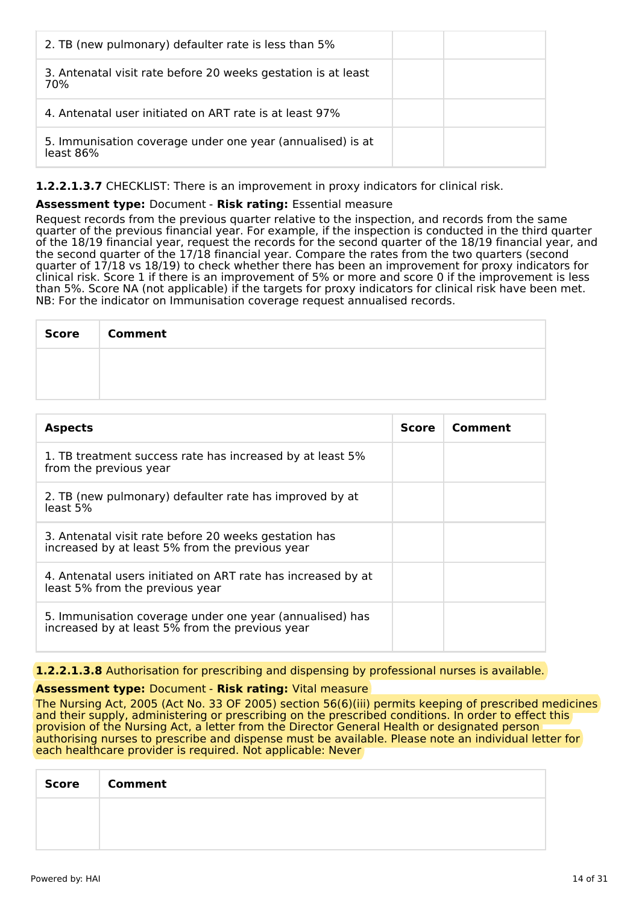| | | |
|---|---|---|
| 2. TB (new pulmonary) defaulter rate is less than 5% | | |
| 3. Antenatal visit rate before 20 weeks gestation is at least 70% | | |
| 4. Antenatal user initiated on ART rate is at least 97% | | |
| 5. Immunisation coverage under one year (annualised) is at least 86% | | |

**1.2.2.1.3.7** CHECKLIST: There is an improvement in proxy indicators for clinical risk.

**Assessment type:** Document - **Risk rating:** Essential measure

Request records from the previous quarter relative to the inspection, and records from the same quarter of the previous financial year. For example, if the inspection is conducted in the third quarter of the 18/19 financial year, request the records for the second quarter of the 18/19 financial year, and the second quarter of the 17/18 financial year. Compare the rates from the two quarters (second quarter of 17/18 vs 18/19) to check whether there has been an improvement for proxy indicators for clinical risk. Score 1 if there is an improvement of 5% or more and score 0 if the improvement is less than 5%. Score NA (not applicable) if the targets for proxy indicators for clinical risk have been met. NB: For the indicator on Immunisation coverage request annualised records.

| Score | Comment |
|---|---|
| | |

| Aspects | Score | Comment |
|---|---|---|
| 1. TB treatment success rate has increased by at least 5% from the previous year | | |
| 2. TB (new pulmonary) defaulter rate has improved by at least 5% | | |
| 3. Antenatal visit rate before 20 weeks gestation has increased by at least 5% from the previous year | | |
| 4. Antenatal users initiated on ART rate has increased by at least 5% from the previous year | | |
| 5. Immunisation coverage under one year (annualised) has increased by at least 5% from the previous year | | |

**1.2.2.1.3.8** Authorisation for prescribing and dispensing by professional nurses is available.

**Assessment type:** Document - **Risk rating:** Vital measure

The Nursing Act, 2005 (Act No. 33 OF 2005) section 56(6)(iii) permits keeping of prescribed medicines and their supply, administering or prescribing on the prescribed conditions. In order to effect this provision of the Nursing Act, a letter from the Director General Health or designated person authorising nurses to prescribe and dispense must be available. Please note an individual letter for each healthcare provider is required. Not applicable: Never

| Score | Comment |
|---|---|
| | |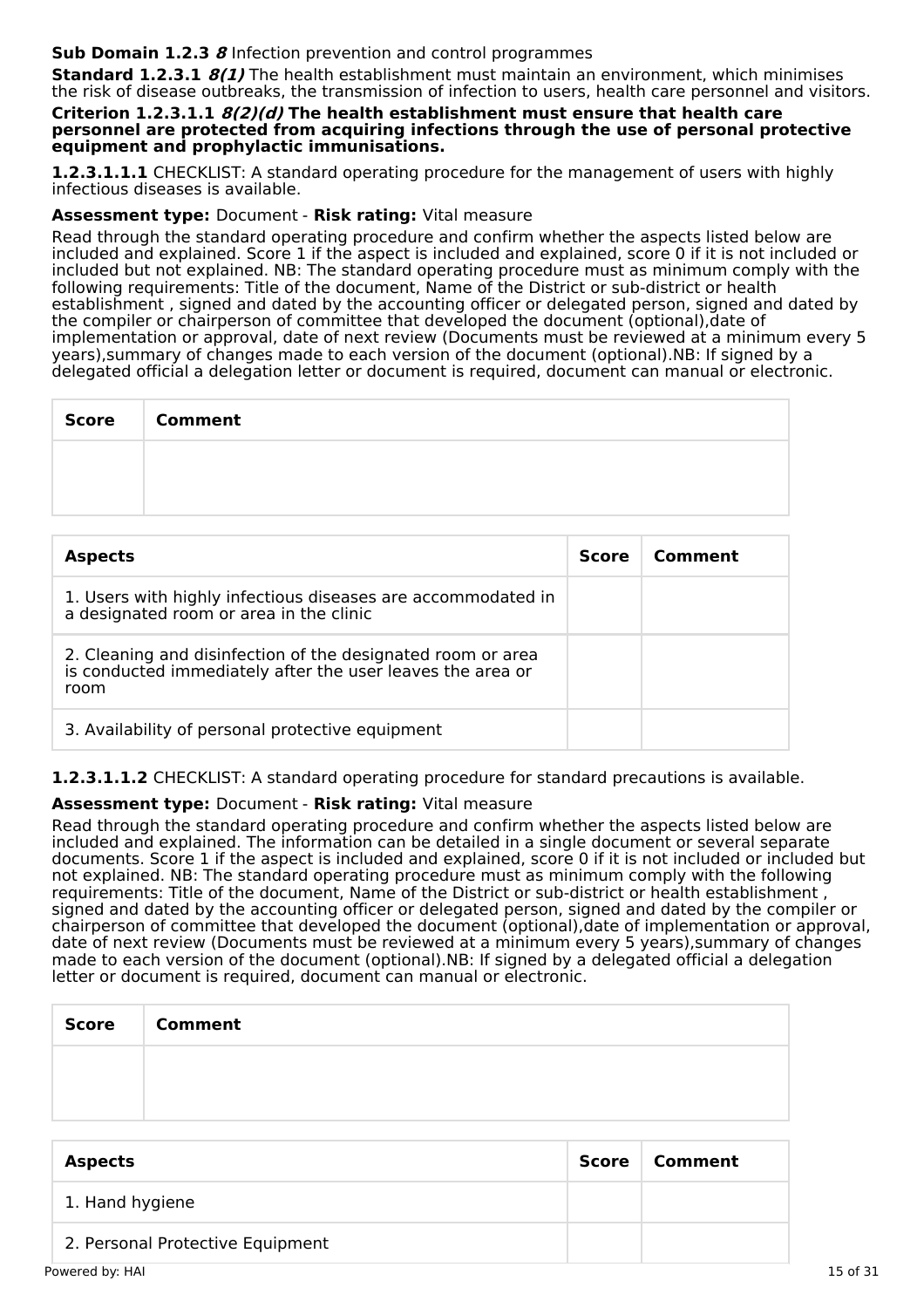**Sub Domain 1.2.3** ***8*** Infection prevention and control programmes

**Standard 1.2.3.1** ***8(1)*** The health establishment must maintain an environment, which minimises the risk of disease outbreaks, the transmission of infection to users, health care personnel and visitors.

**Criterion 1.2.3.1.1** ***8(2)(d)*** **The health establishment must ensure that health care personnel are protected from acquiring infections through the use of personal protective equipment and prophylactic immunisations.**

**1.2.3.1.1.1** CHECKLIST: A standard operating procedure for the management of users with highly infectious diseases is available.

**Assessment type:** Document - **Risk rating:** Vital measure

Read through the standard operating procedure and confirm whether the aspects listed below are included and explained. Score 1 if the aspect is included and explained, score 0 if it is not included or included but not explained. NB: The standard operating procedure must as minimum comply with the following requirements: Title of the document, Name of the District or sub-district or health establishment , signed and dated by the accounting officer or delegated person, signed and dated by the compiler or chairperson of committee that developed the document (optional),date of implementation or approval, date of next review (Documents must be reviewed at a minimum every 5 years),summary of changes made to each version of the document (optional).NB: If signed by a delegated official a delegation letter or document is required, document can manual or electronic.

| Score | Comment |
| --- | --- |
| | |

| Aspects | Score | Comment |
| --- | --- | --- |
| 1. Users with highly infectious diseases are accommodated in a designated room or area in the clinic | | |
| 2. Cleaning and disinfection of the designated room or area is conducted immediately after the user leaves the area or room | | |
| 3. Availability of personal protective equipment | | |

**1.2.3.1.1.2** CHECKLIST: A standard operating procedure for standard precautions is available.

**Assessment type:** Document - **Risk rating:** Vital measure

Read through the standard operating procedure and confirm whether the aspects listed below are included and explained. The information can be detailed in a single document or several separate documents. Score 1 if the aspect is included and explained, score 0 if it is not included or included but not explained. NB: The standard operating procedure must as minimum comply with the following requirements: Title of the document, Name of the District or sub-district or health establishment , signed and dated by the accounting officer or delegated person, signed and dated by the compiler or chairperson of committee that developed the document (optional),date of implementation or approval, date of next review (Documents must be reviewed at a minimum every 5 years),summary of changes made to each version of the document (optional).NB: If signed by a delegated official a delegation letter or document is required, document can manual or electronic.

| Score | Comment |
| --- | --- |
| | |

| Aspects | Score | Comment |
| --- | --- | --- |
| 1. Hand hygiene | | |
| 2. Personal Protective Equipment | | |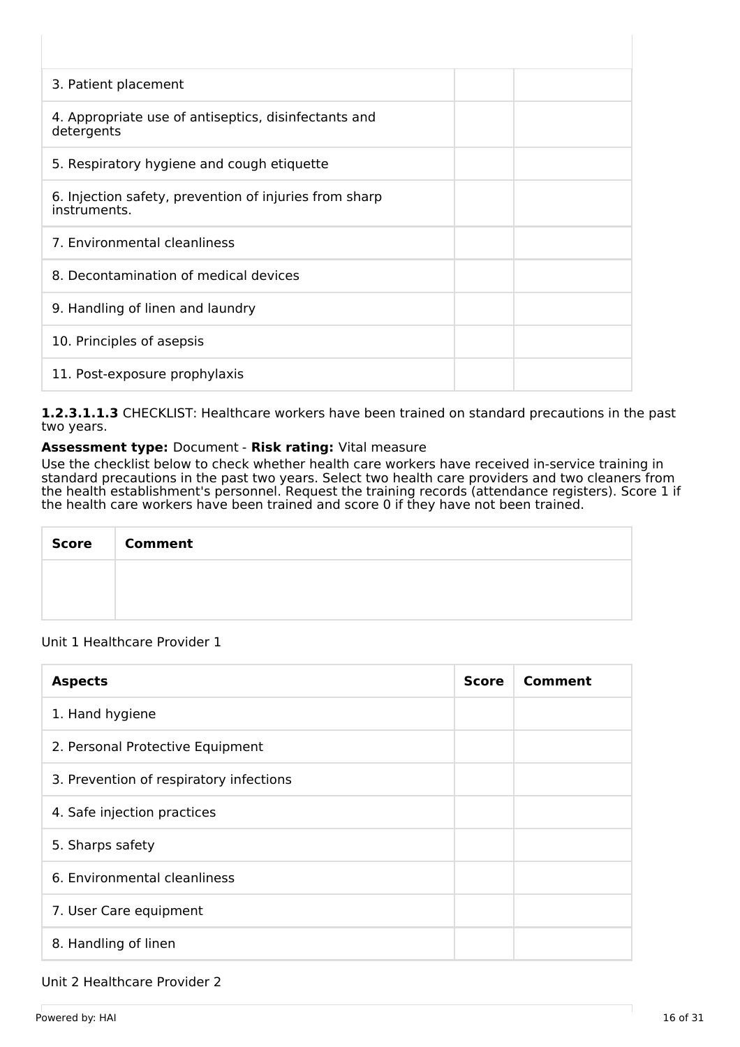| | | |
|---|---|---|
| 3. Patient placement | | |
| 4. Appropriate use of antiseptics, disinfectants and detergents | | |
| 5. Respiratory hygiene and cough etiquette | | |
| 6. Injection safety, prevention of injuries from sharp instruments. | | |
| 7. Environmental cleanliness | | |
| 8. Decontamination of medical devices | | |
| 9. Handling of linen and laundry | | |
| 10. Principles of asepsis | | |
| 11. Post-exposure prophylaxis | | |

**1.2.3.1.1.3** CHECKLIST: Healthcare workers have been trained on standard precautions in the past two years.

**Assessment type:** Document - **Risk rating:** Vital measure

Use the checklist below to check whether health care workers have received in-service training in standard precautions in the past two years. Select two health care providers and two cleaners from the health establishment's personnel. Request the training records (attendance registers). Score 1 if the health care workers have been trained and score 0 if they have not been trained.

| Score | Comment |
|---|---|
| | |

Unit 1 Healthcare Provider 1

| Aspects | Score | Comment |
|---|---|---|
| 1. Hand hygiene | | |
| 2. Personal Protective Equipment | | |
| 3. Prevention of respiratory infections | | |
| 4. Safe injection practices | | |
| 5. Sharps safety | | |
| 6. Environmental cleanliness | | |
| 7. User Care equipment | | |
| 8. Handling of linen | | |

Unit 2 Healthcare Provider 2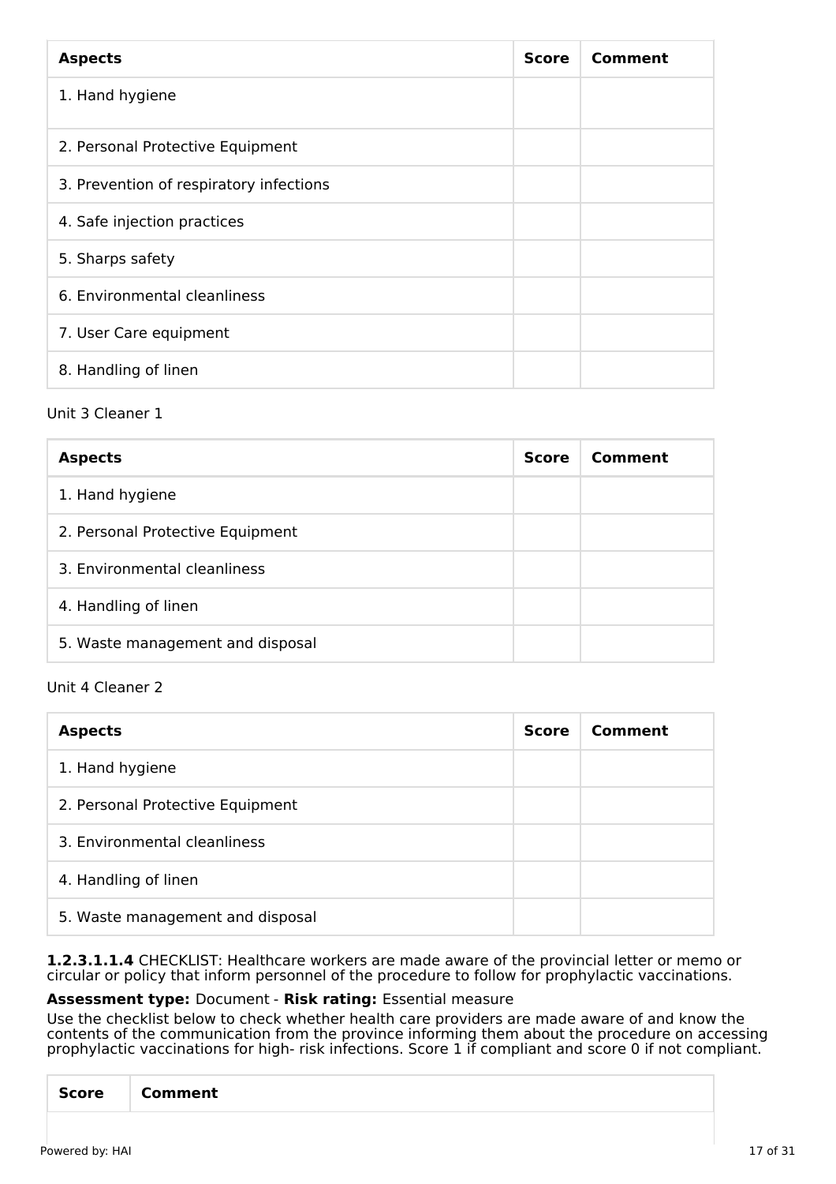| Aspects | Score | Comment |
|---|---|---|
| 1. Hand hygiene | | |
| 2. Personal Protective Equipment | | |
| 3. Prevention of respiratory infections | | |
| 4. Safe injection practices | | |
| 5. Sharps safety | | |
| 6. Environmental cleanliness | | |
| 7. User Care equipment | | |
| 8. Handling of linen | | |

Unit 3 Cleaner 1

| Aspects | Score | Comment |
|---|---|---|
| 1. Hand hygiene | | |
| 2. Personal Protective Equipment | | |
| 3. Environmental cleanliness | | |
| 4. Handling of linen | | |
| 5. Waste management and disposal | | |

Unit 4 Cleaner 2

| Aspects | Score | Comment |
|---|---|---|
| 1. Hand hygiene | | |
| 2. Personal Protective Equipment | | |
| 3. Environmental cleanliness | | |
| 4. Handling of linen | | |
| 5. Waste management and disposal | | |

**1.2.3.1.1.4** CHECKLIST: Healthcare workers are made aware of the provincial letter or memo or circular or policy that inform personnel of the procedure to follow for prophylactic vaccinations.

**Assessment type:** Document - **Risk rating:** Essential measure

Use the checklist below to check whether health care providers are made aware of and know the contents of the communication from the province informing them about the procedure on accessing prophylactic vaccinations for high- risk infections. Score 1 if compliant and score 0 if not compliant.

| Score | Comment |
|---|---|
| | |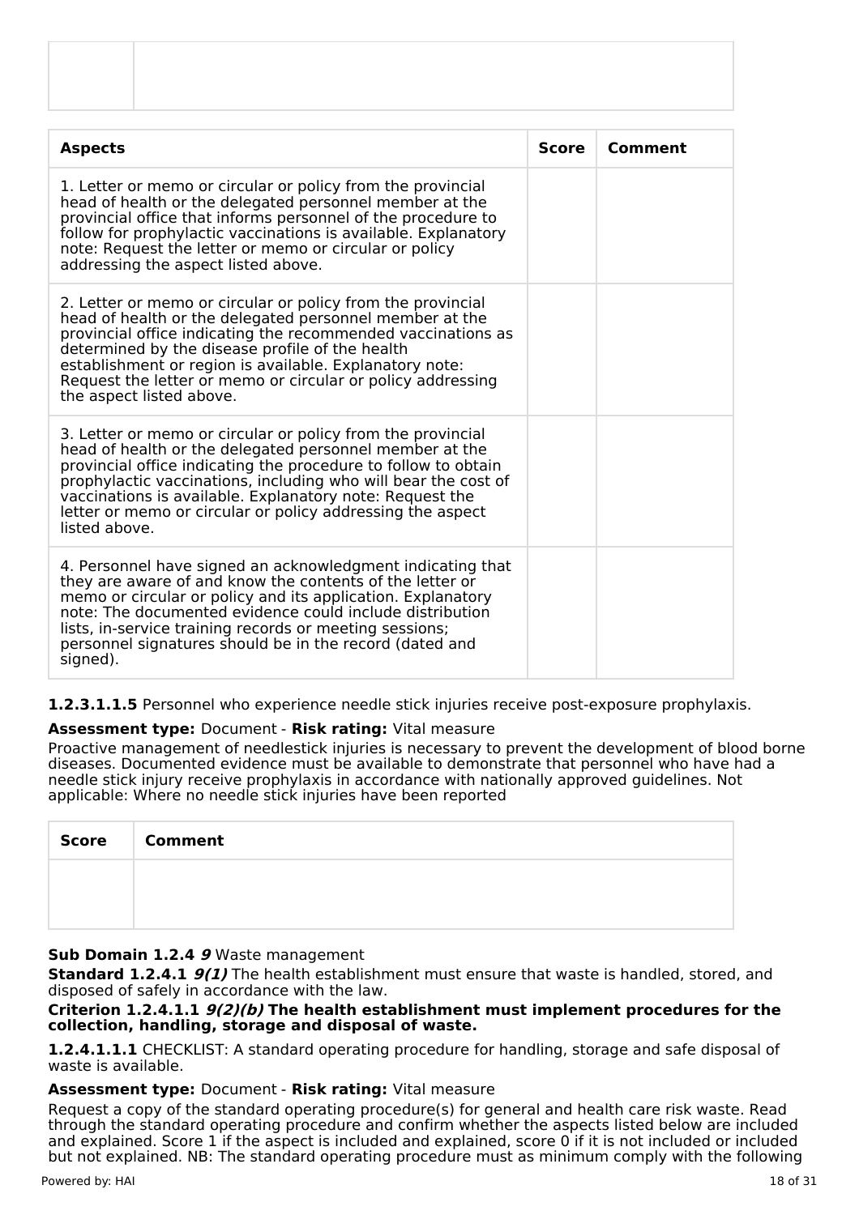| | |
|---|---|
| | |

| Aspects | Score | Comment |
|---|---|---|
| 1. Letter or memo or circular or policy from the provincial head of health or the delegated personnel member at the provincial office that informs personnel of the procedure to follow for prophylactic vaccinations is available. Explanatory note: Request the letter or memo or circular or policy addressing the aspect listed above. | | |
| 2. Letter or memo or circular or policy from the provincial head of health or the delegated personnel member at the provincial office indicating the recommended vaccinations as determined by the disease profile of the health establishment or region is available. Explanatory note: Request the letter or memo or circular or policy addressing the aspect listed above. | | |
| 3. Letter or memo or circular or policy from the provincial head of health or the delegated personnel member at the provincial office indicating the procedure to follow to obtain prophylactic vaccinations, including who will bear the cost of vaccinations is available. Explanatory note: Request the letter or memo or circular or policy addressing the aspect listed above. | | |
| 4. Personnel have signed an acknowledgment indicating that they are aware of and know the contents of the letter or memo or circular or policy and its application. Explanatory note: The documented evidence could include distribution lists, in-service training records or meeting sessions; personnel signatures should be in the record (dated and signed). | | |

**1.2.3.1.1.5** Personnel who experience needle stick injuries receive post-exposure prophylaxis.

**Assessment type:** Document - **Risk rating:** Vital measure

Proactive management of needlestick injuries is necessary to prevent the development of blood borne diseases. Documented evidence must be available to demonstrate that personnel who have had a needle stick injury receive prophylaxis in accordance with nationally approved guidelines. Not applicable: Where no needle stick injuries have been reported

| Score | Comment |
|---|---|
| | |

**Sub Domain 1.2.4** ***9*** Waste management

**Standard 1.2.4.1** ***9(1)*** The health establishment must ensure that waste is handled, stored, and disposed of safely in accordance with the law.

**Criterion 1.2.4.1.1** ***9(2)(b)*** **The health establishment must implement procedures for the collection, handling, storage and disposal of waste.**

**1.2.4.1.1.1** CHECKLIST: A standard operating procedure for handling, storage and safe disposal of waste is available.

**Assessment type:** Document - **Risk rating:** Vital measure

Request a copy of the standard operating procedure(s) for general and health care risk waste. Read through the standard operating procedure and confirm whether the aspects listed below are included and explained. Score 1 if the aspect is included and explained, score 0 if it is not included or included but not explained. NB: The standard operating procedure must as minimum comply with the following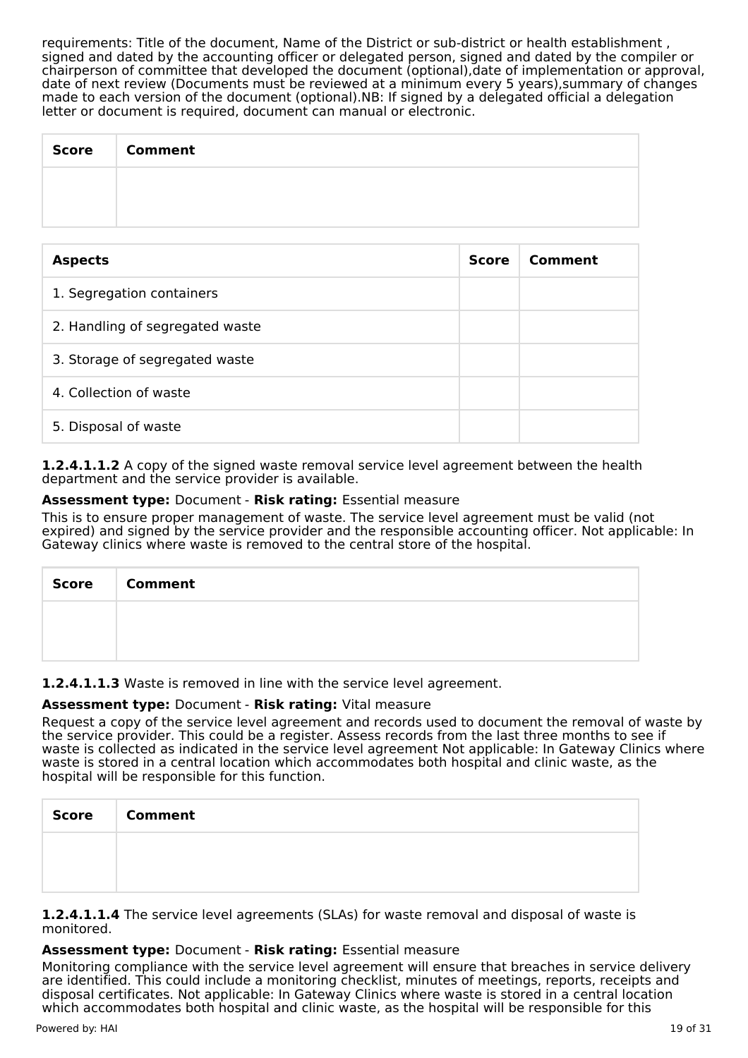requirements: Title of the document, Name of the District or sub-district or health establishment , signed and dated by the accounting officer or delegated person, signed and dated by the compiler or chairperson of committee that developed the document (optional),date of implementation or approval, date of next review (Documents must be reviewed at a minimum every 5 years),summary of changes made to each version of the document (optional).NB: If signed by a delegated official a delegation letter or document is required, document can manual or electronic.

| Score | Comment |
| --- | --- |
| | |

| Aspects | Score | Comment |
| --- | --- | --- |
| 1. Segregation containers | | |
| 2. Handling of segregated waste | | |
| 3. Storage of segregated waste | | |
| 4. Collection of waste | | |
| 5. Disposal of waste | | |

**1.2.4.1.1.2** A copy of the signed waste removal service level agreement between the health department and the service provider is available.

**Assessment type:** Document - **Risk rating:** Essential measure

This is to ensure proper management of waste. The service level agreement must be valid (not expired) and signed by the service provider and the responsible accounting officer. Not applicable: In Gateway clinics where waste is removed to the central store of the hospital.

| Score | Comment |
| --- | --- |
| | |

**1.2.4.1.1.3** Waste is removed in line with the service level agreement.

**Assessment type:** Document - **Risk rating:** Vital measure

Request a copy of the service level agreement and records used to document the removal of waste by the service provider. This could be a register. Assess records from the last three months to see if waste is collected as indicated in the service level agreement Not applicable: In Gateway Clinics where waste is stored in a central location which accommodates both hospital and clinic waste, as the hospital will be responsible for this function.

| Score | Comment |
| --- | --- |
| | |

**1.2.4.1.1.4** The service level agreements (SLAs) for waste removal and disposal of waste is monitored.

**Assessment type:** Document - **Risk rating:** Essential measure

Monitoring compliance with the service level agreement will ensure that breaches in service delivery are identified. This could include a monitoring checklist, minutes of meetings, reports, receipts and disposal certificates. Not applicable: In Gateway Clinics where waste is stored in a central location which accommodates both hospital and clinic waste, as the hospital will be responsible for this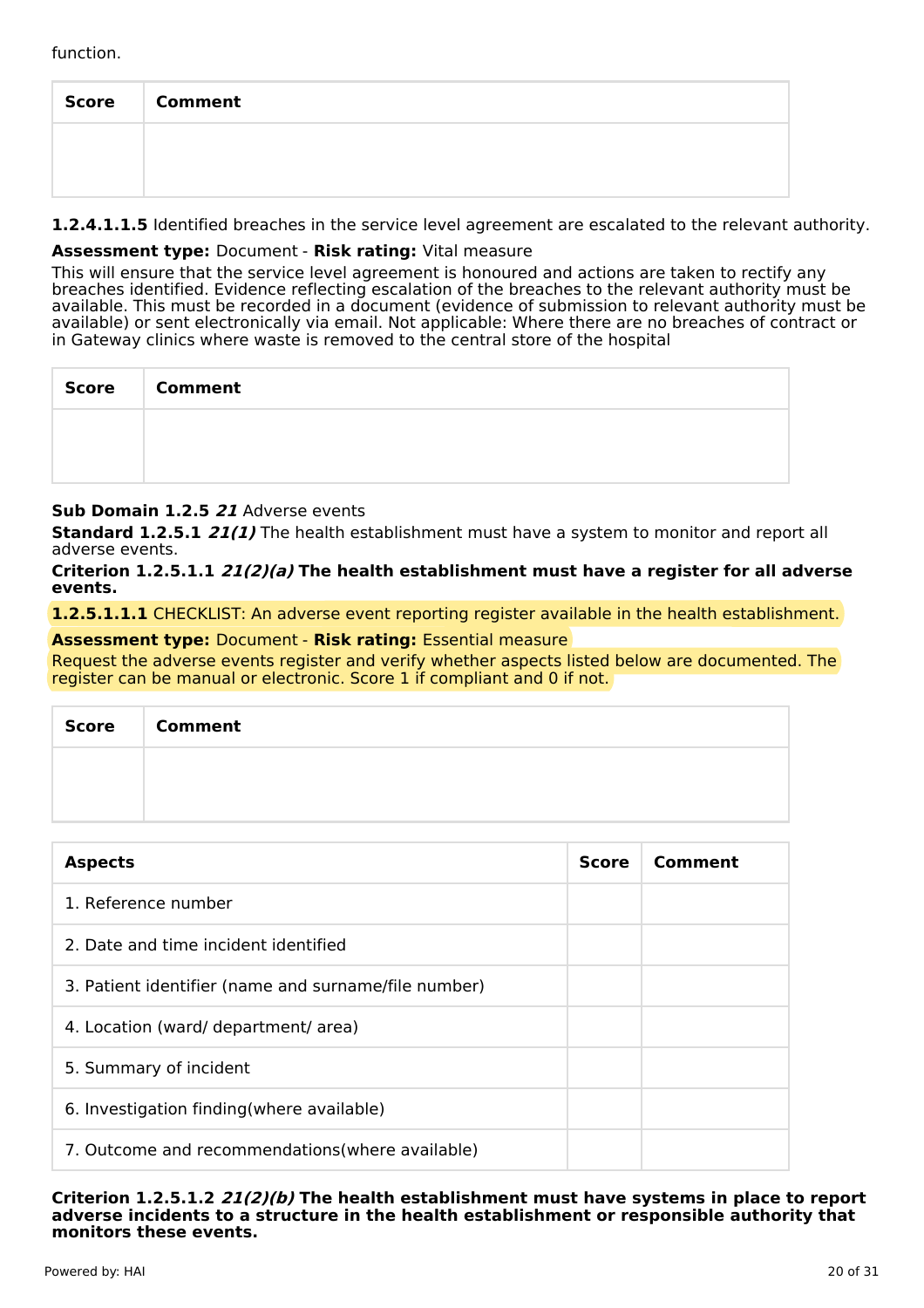function.

| Score | Comment |
|---|---|
| | |

**1.2.4.1.1.5** Identified breaches in the service level agreement are escalated to the relevant authority.

**Assessment type:** Document - **Risk rating:** Vital measure

This will ensure that the service level agreement is honoured and actions are taken to rectify any breaches identified. Evidence reflecting escalation of the breaches to the relevant authority must be available. This must be recorded in a document (evidence of submission to relevant authority must be available) or sent electronically via email. Not applicable: Where there are no breaches of contract or in Gateway clinics where waste is removed to the central store of the hospital

| Score | Comment |
|---|---|
| | |

**Sub Domain 1.2.5** ***21*** Adverse events

**Standard 1.2.5.1** ***21(1)*** The health establishment must have a system to monitor and report all adverse events.

**Criterion 1.2.5.1.1** ***21(2)(a)*** **The health establishment must have a register for all adverse events.**

**1.2.5.1.1.1** CHECKLIST: An adverse event reporting register available in the health establishment.

**Assessment type:** Document - **Risk rating:** Essential measure

Request the adverse events register and verify whether aspects listed below are documented. The register can be manual or electronic. Score 1 if compliant and 0 if not.

| Score | Comment |
|---|---|
| | |

| Aspects | Score | Comment |
|---|---|---|
| 1. Reference number | | |
| 2. Date and time incident identified | | |
| 3. Patient identifier (name and surname/file number) | | |
| 4. Location (ward/ department/ area) | | |
| 5. Summary of incident | | |
| 6. Investigation finding(where available) | | |
| 7. Outcome and recommendations(where available) | | |

**Criterion 1.2.5.1.2** ***21(2)(b)*** **The health establishment must have systems in place to report adverse incidents to a structure in the health establishment or responsible authority that monitors these events.**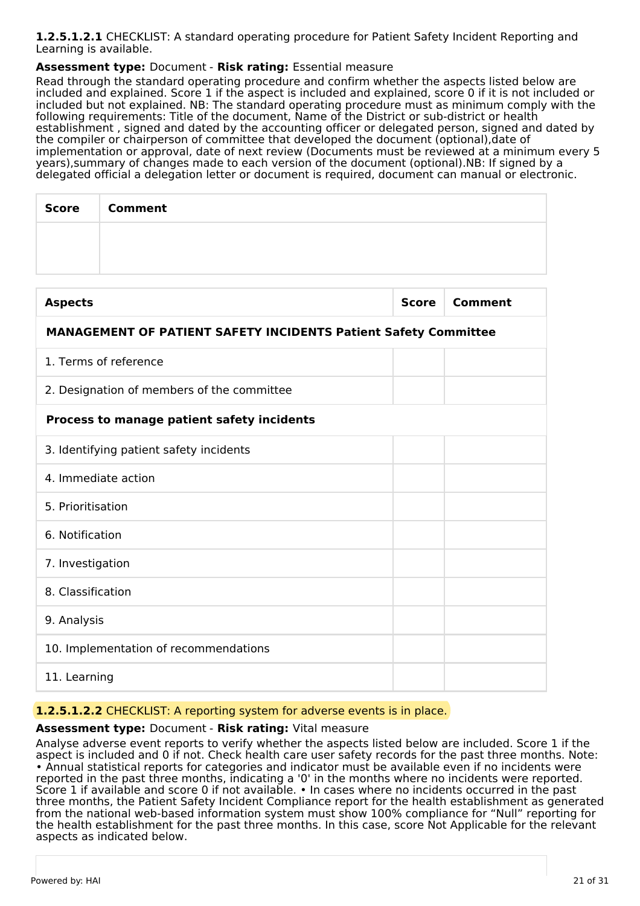**1.2.5.1.2.1** CHECKLIST: A standard operating procedure for Patient Safety Incident Reporting and Learning is available.

**Assessment type:** Document - **Risk rating:** Essential measure

Read through the standard operating procedure and confirm whether the aspects listed below are included and explained. Score 1 if the aspect is included and explained, score 0 if it is not included or included but not explained. NB: The standard operating procedure must as minimum comply with the following requirements: Title of the document, Name of the District or sub-district or health establishment , signed and dated by the accounting officer or delegated person, signed and dated by the compiler or chairperson of committee that developed the document (optional),date of implementation or approval, date of next review (Documents must be reviewed at a minimum every 5 years),summary of changes made to each version of the document (optional).NB: If signed by a delegated official a delegation letter or document is required, document can manual or electronic.

| Score | Comment |
|---|---|
| | |

| Aspects | Score | Comment |
|---|---|---|
| **MANAGEMENT OF PATIENT SAFETY INCIDENTS Patient Safety Committee** | | |
| 1. Terms of reference | | |
| 2. Designation of members of the committee | | |
| **Process to manage patient safety incidents** | | |
| 3. Identifying patient safety incidents | | |
| 4. Immediate action | | |
| 5. Prioritisation | | |
| 6. Notification | | |
| 7. Investigation | | |
| 8. Classification | | |
| 9. Analysis | | |
| 10. Implementation of recommendations | | |
| 11. Learning | | |

**1.2.5.1.2.2** CHECKLIST: A reporting system for adverse events is in place.

**Assessment type:** Document - **Risk rating:** Vital measure

Analyse adverse event reports to verify whether the aspects listed below are included. Score 1 if the aspect is included and 0 if not. Check health care user safety records for the past three months. Note:
• Annual statistical reports for categories and indicator must be available even if no incidents were reported in the past three months, indicating a '0' in the months where no incidents were reported. Score 1 if available and score 0 if not available. • In cases where no incidents occurred in the past three months, the Patient Safety Incident Compliance report for the health establishment as generated from the national web-based information system must show 100% compliance for "Null" reporting for the health establishment for the past three months. In this case, score Not Applicable for the relevant aspects as indicated below.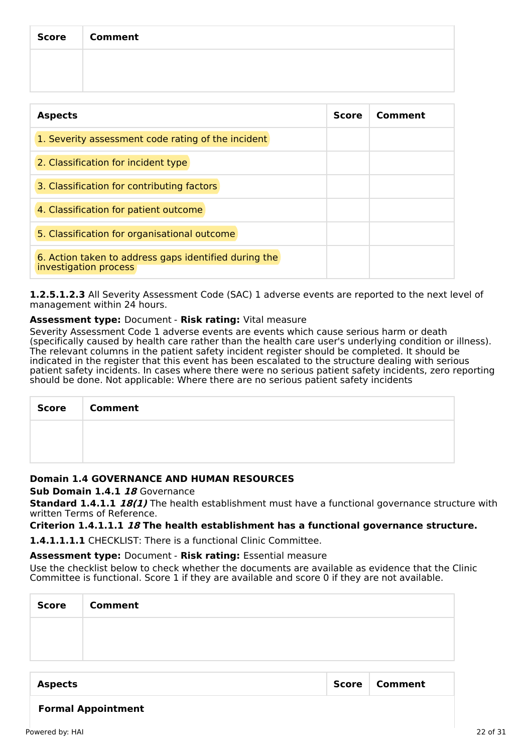| Score | Comment |
| --- | --- |
| | |

| Aspects | Score | Comment |
| --- | --- | --- |
| 1. Severity assessment code rating of the incident | | |
| 2. Classification for incident type | | |
| 3. Classification for contributing factors | | |
| 4. Classification for patient outcome | | |
| 5. Classification for organisational outcome | | |
| 6. Action taken to address gaps identified during the investigation process | | |

**1.2.5.1.2.3** All Severity Assessment Code (SAC) 1 adverse events are reported to the next level of management within 24 hours.

**Assessment type:** Document - **Risk rating:** Vital measure

Severity Assessment Code 1 adverse events are events which cause serious harm or death (specifically caused by health care rather than the health care user's underlying condition or illness). The relevant columns in the patient safety incident register should be completed. It should be indicated in the register that this event has been escalated to the structure dealing with serious patient safety incidents. In cases where there were no serious patient safety incidents, zero reporting should be done. Not applicable: Where there are no serious patient safety incidents

| Score | Comment |
| --- | --- |
| | |

**Domain 1.4 GOVERNANCE AND HUMAN RESOURCES**

**Sub Domain 1.4.1** ***18*** Governance

**Standard 1.4.1.1** ***18(1)*** The health establishment must have a functional governance structure with written Terms of Reference.

**Criterion 1.4.1.1.1** ***18*** **The health establishment has a functional governance structure.**

**1.4.1.1.1.1** CHECKLIST: There is a functional Clinic Committee.

**Assessment type:** Document - **Risk rating:** Essential measure

Use the checklist below to check whether the documents are available as evidence that the Clinic Committee is functional. Score 1 if they are available and score 0 if they are not available.

| Score | Comment |
| --- | --- |
| | |

| Aspects | Score | Comment |
| --- | --- | --- |
| **Formal Appointment** | | |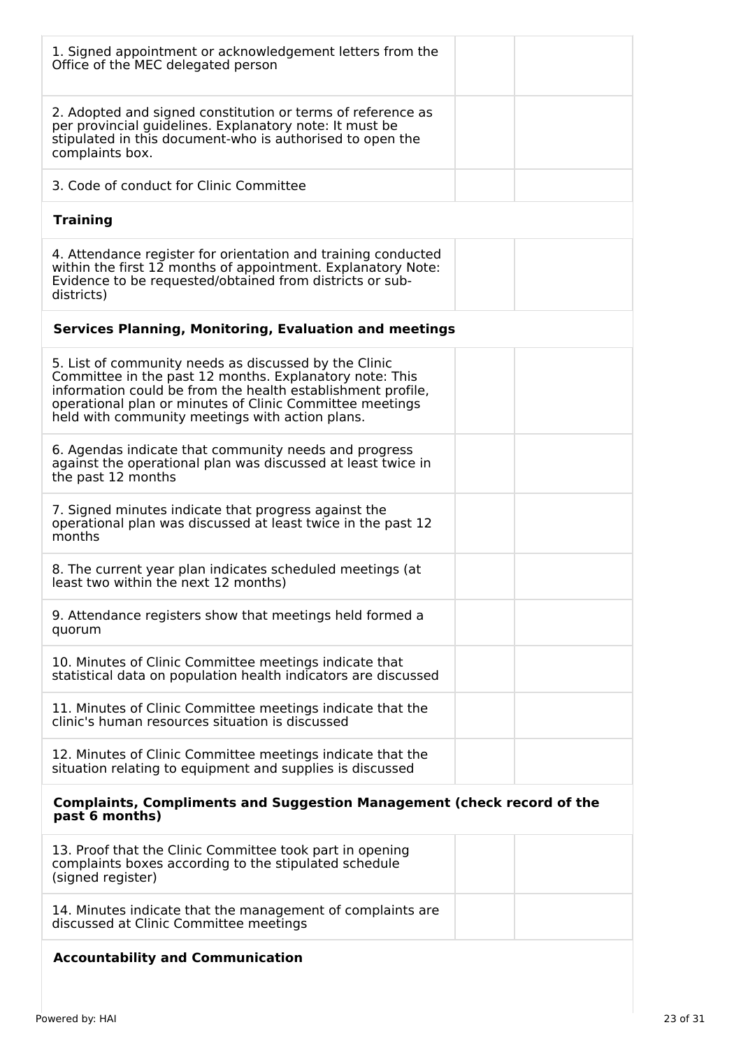| | | |
|---|---|---|
| 1. Signed appointment or acknowledgement letters from the Office of the MEC delegated person | | |
| 2. Adopted and signed constitution or terms of reference as per provincial guidelines. Explanatory note: It must be stipulated in this document-who is authorised to open the complaints box. | | |
| 3. Code of conduct for Clinic Committee | | |
| **Training** | | |
| 4. Attendance register for orientation and training conducted within the first 12 months of appointment. Explanatory Note: Evidence to be requested/obtained from districts or sub-districts) | | |
| **Services Planning, Monitoring, Evaluation and meetings** | | |
| 5. List of community needs as discussed by the Clinic Committee in the past 12 months. Explanatory note: This information could be from the health establishment profile, operational plan or minutes of Clinic Committee meetings held with community meetings with action plans. | | |
| 6. Agendas indicate that community needs and progress against the operational plan was discussed at least twice in the past 12 months | | |
| 7. Signed minutes indicate that progress against the operational plan was discussed at least twice in the past 12 months | | |
| 8. The current year plan indicates scheduled meetings (at least two within the next 12 months) | | |
| 9. Attendance registers show that meetings held formed a quorum | | |
| 10. Minutes of Clinic Committee meetings indicate that statistical data on population health indicators are discussed | | |
| 11. Minutes of Clinic Committee meetings indicate that the clinic's human resources situation is discussed | | |
| 12. Minutes of Clinic Committee meetings indicate that the situation relating to equipment and supplies is discussed | | |
| **Complaints, Compliments and Suggestion Management (check record of the past 6 months)** | | |
| 13. Proof that the Clinic Committee took part in opening complaints boxes according to the stipulated schedule (signed register) | | |
| 14. Minutes indicate that the management of complaints are discussed at Clinic Committee meetings | | |
| **Accountability and Communication** | | |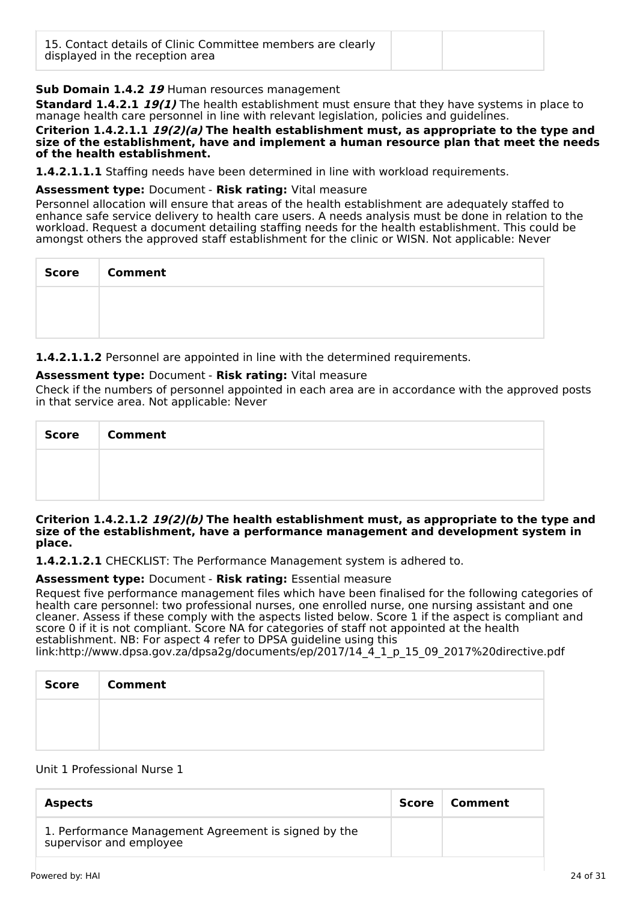| | | |
|---|---|---|
| 15. Contact details of Clinic Committee members are clearly displayed in the reception area | | |

**Sub Domain 1.4.2 *19*** Human resources management

**Standard 1.4.2.1 *19(1)*** The health establishment must ensure that they have systems in place to manage health care personnel in line with relevant legislation, policies and guidelines.

**Criterion 1.4.2.1.1 *19(2)(a)* The health establishment must, as appropriate to the type and size of the establishment, have and implement a human resource plan that meet the needs of the health establishment.**

**1.4.2.1.1.1** Staffing needs have been determined in line with workload requirements.

**Assessment type:** Document - **Risk rating:** Vital measure

Personnel allocation will ensure that areas of the health establishment are adequately staffed to enhance safe service delivery to health care users. A needs analysis must be done in relation to the workload. Request a document detailing staffing needs for the health establishment. This could be amongst others the approved staff establishment for the clinic or WISN. Not applicable: Never

| Score | Comment |
|---|---|
| | |

**1.4.2.1.1.2** Personnel are appointed in line with the determined requirements.

**Assessment type:** Document - **Risk rating:** Vital measure

Check if the numbers of personnel appointed in each area are in accordance with the approved posts in that service area. Not applicable: Never

| Score | Comment |
|---|---|
| | |

**Criterion 1.4.2.1.2 *19(2)(b)* The health establishment must, as appropriate to the type and size of the establishment, have a performance management and development system in place.**

**1.4.2.1.2.1** CHECKLIST: The Performance Management system is adhered to.

**Assessment type:** Document - **Risk rating:** Essential measure

Request five performance management files which have been finalised for the following categories of health care personnel: two professional nurses, one enrolled nurse, one nursing assistant and one cleaner. Assess if these comply with the aspects listed below. Score 1 if the aspect is compliant and score 0 if it is not compliant. Score NA for categories of staff not appointed at the health establishment. NB: For aspect 4 refer to DPSA guideline using this link:http://www.dpsa.gov.za/dpsa2g/documents/ep/2017/14_4_1_p_15_09_2017%20directive.pdf

| Score | Comment |
|---|---|
| | |

Unit 1 Professional Nurse 1

| Aspects | Score | Comment |
|---|---|---|
| 1. Performance Management Agreement is signed by the supervisor and employee | | |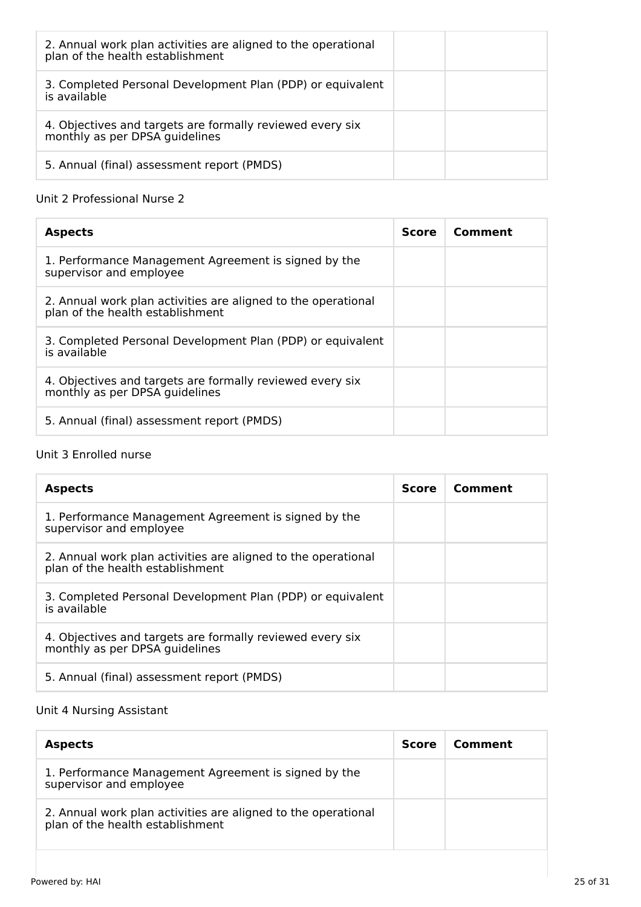| | | |
|---|---|---|
| 2. Annual work plan activities are aligned to the operational plan of the health establishment | | |
| 3. Completed Personal Development Plan (PDP) or equivalent is available | | |
| 4. Objectives and targets are formally reviewed every six monthly as per DPSA guidelines | | |
| 5. Annual (final) assessment report (PMDS) | | |

Unit 2 Professional Nurse 2

| **Aspects** | **Score** | **Comment** |
|---|---|---|
| 1. Performance Management Agreement is signed by the supervisor and employee | | |
| 2. Annual work plan activities are aligned to the operational plan of the health establishment | | |
| 3. Completed Personal Development Plan (PDP) or equivalent is available | | |
| 4. Objectives and targets are formally reviewed every six monthly as per DPSA guidelines | | |
| 5. Annual (final) assessment report (PMDS) | | |

Unit 3 Enrolled nurse

| **Aspects** | **Score** | **Comment** |
|---|---|---|
| 1. Performance Management Agreement is signed by the supervisor and employee | | |
| 2. Annual work plan activities are aligned to the operational plan of the health establishment | | |
| 3. Completed Personal Development Plan (PDP) or equivalent is available | | |
| 4. Objectives and targets are formally reviewed every six monthly as per DPSA guidelines | | |
| 5. Annual (final) assessment report (PMDS) | | |

Unit 4 Nursing Assistant

| **Aspects** | **Score** | **Comment** |
|---|---|---|
| 1. Performance Management Agreement is signed by the supervisor and employee | | |
| 2. Annual work plan activities are aligned to the operational plan of the health establishment | | |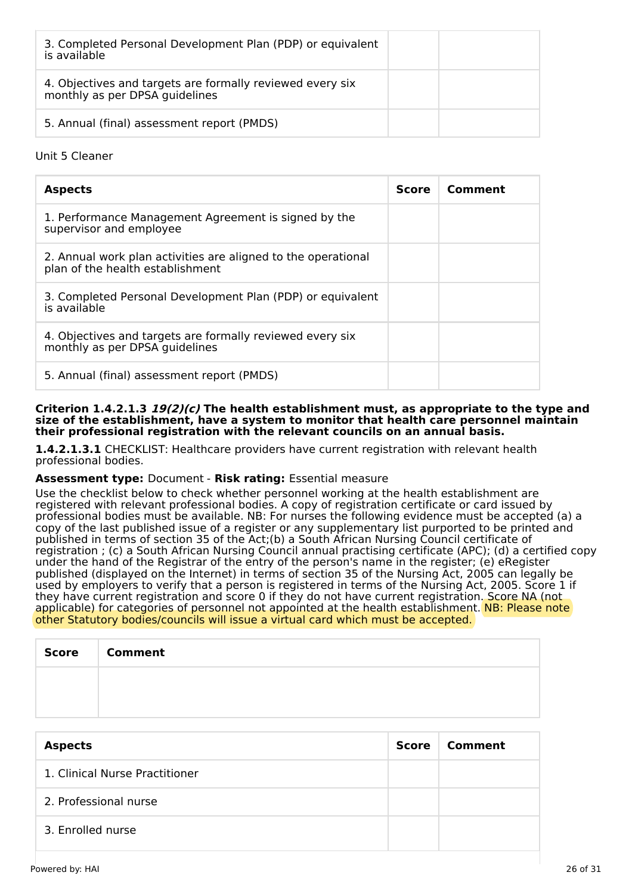| | | |
|---|---|---|
| 3. Completed Personal Development Plan (PDP) or equivalent is available | | |
| 4. Objectives and targets are formally reviewed every six monthly as per DPSA guidelines | | |
| 5. Annual (final) assessment report (PMDS) | | |

Unit 5 Cleaner

| Aspects | Score | Comment |
|---|---|---|
| 1. Performance Management Agreement is signed by the supervisor and employee | | |
| 2. Annual work plan activities are aligned to the operational plan of the health establishment | | |
| 3. Completed Personal Development Plan (PDP) or equivalent is available | | |
| 4. Objectives and targets are formally reviewed every six monthly as per DPSA guidelines | | |
| 5. Annual (final) assessment report (PMDS) | | |

**Criterion 1.4.2.1.3 *19(2)(c)* The health establishment must, as appropriate to the type and size of the establishment, have a system to monitor that health care personnel maintain their professional registration with the relevant councils on an annual basis.**

**1.4.2.1.3.1** CHECKLIST: Healthcare providers have current registration with relevant health professional bodies.

**Assessment type:** Document - **Risk rating:** Essential measure

Use the checklist below to check whether personnel working at the health establishment are registered with relevant professional bodies. A copy of registration certificate or card issued by professional bodies must be available. NB: For nurses the following evidence must be accepted (a) a copy of the last published issue of a register or any supplementary list purported to be printed and published in terms of section 35 of the Act;(b) a South African Nursing Council certificate of registration ; (c) a South African Nursing Council annual practising certificate (APC); (d) a certified copy under the hand of the Registrar of the entry of the person's name in the register; (e) eRegister published (displayed on the Internet) in terms of section 35 of the Nursing Act, 2005 can legally be used by employers to verify that a person is registered in terms of the Nursing Act, 2005. Score 1 if they have current registration and score 0 if they do not have current registration. Score NA (not applicable) for categories of personnel not appointed at the health establishment. NB: Please note other Statutory bodies/councils will issue a virtual card which must be accepted.

| Score | Comment |
|---|---|
| | |

| Aspects | Score | Comment |
|---|---|---|
| 1. Clinical Nurse Practitioner | | |
| 2. Professional nurse | | |
| 3. Enrolled nurse | | |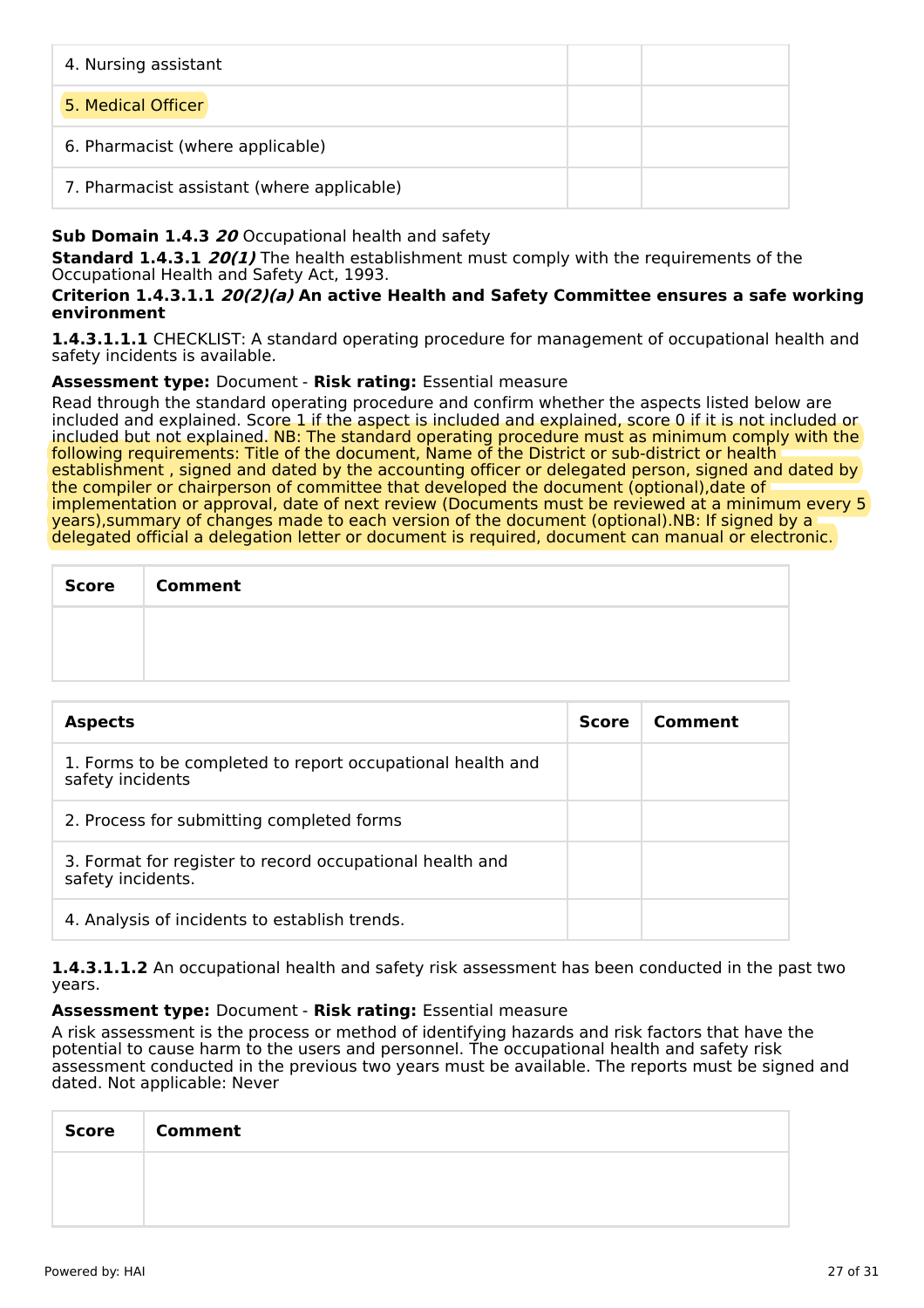| | | |
|---|---|---|
| 4. Nursing assistant | | |
| 5. Medical Officer | | |
| 6. Pharmacist (where applicable) | | |
| 7. Pharmacist assistant (where applicable) | | |

**Sub Domain 1.4.3** ***20*** Occupational health and safety

**Standard 1.4.3.1** ***20(1)*** The health establishment must comply with the requirements of the Occupational Health and Safety Act, 1993.

**Criterion 1.4.3.1.1** ***20(2)(a)*** **An active Health and Safety Committee ensures a safe working environment**

**1.4.3.1.1.1** CHECKLIST: A standard operating procedure for management of occupational health and safety incidents is available.

**Assessment type:** Document - **Risk rating:** Essential measure

Read through the standard operating procedure and confirm whether the aspects listed below are included and explained. Score 1 if the aspect is included and explained, score 0 if it is not included or included but not explained. NB: The standard operating procedure must as minimum comply with the following requirements: Title of the document, Name of the District or sub-district or health establishment , signed and dated by the accounting officer or delegated person, signed and dated by the compiler or chairperson of committee that developed the document (optional),date of implementation or approval, date of next review (Documents must be reviewed at a minimum every 5 years),summary of changes made to each version of the document (optional).NB: If signed by a delegated official a delegation letter or document is required, document can manual or electronic.

| Score | Comment |
|---|---|
| | |

| Aspects | Score | Comment |
|---|---|---|
| 1. Forms to be completed to report occupational health and safety incidents | | |
| 2. Process for submitting completed forms | | |
| 3. Format for register to record occupational health and safety incidents. | | |
| 4. Analysis of incidents to establish trends. | | |

**1.4.3.1.1.2** An occupational health and safety risk assessment has been conducted in the past two years.

**Assessment type:** Document - **Risk rating:** Essential measure

A risk assessment is the process or method of identifying hazards and risk factors that have the potential to cause harm to the users and personnel. The occupational health and safety risk assessment conducted in the previous two years must be available. The reports must be signed and dated. Not applicable: Never

| Score | Comment |
|---|---|
| | |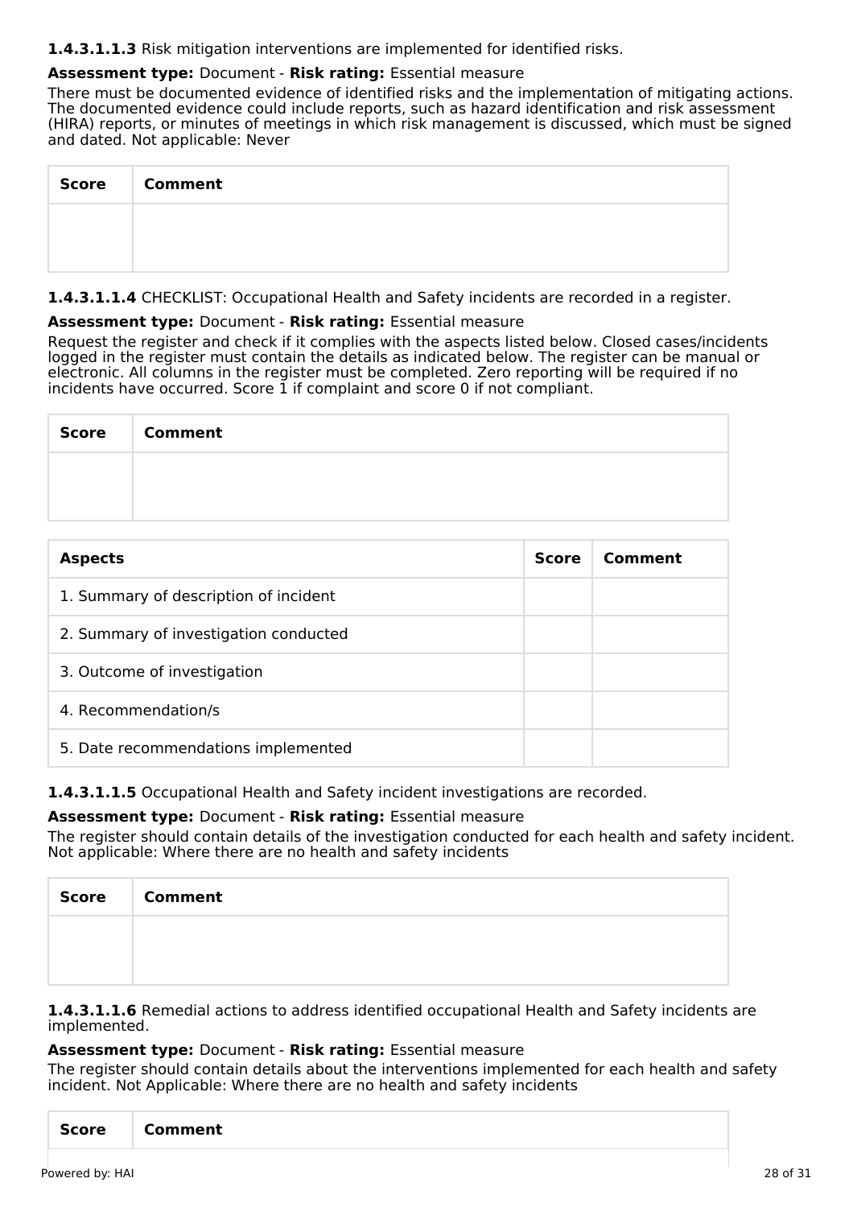**1.4.3.1.1.3** Risk mitigation interventions are implemented for identified risks.

**Assessment type:** Document - **Risk rating:** Essential measure

There must be documented evidence of identified risks and the implementation of mitigating actions. The documented evidence could include reports, such as hazard identification and risk assessment (HIRA) reports, or minutes of meetings in which risk management is discussed, which must be signed and dated. Not applicable: Never

| Score | Comment |
| --- | --- |
| | |

**1.4.3.1.1.4** CHECKLIST: Occupational Health and Safety incidents are recorded in a register.

**Assessment type:** Document - **Risk rating:** Essential measure

Request the register and check if it complies with the aspects listed below. Closed cases/incidents logged in the register must contain the details as indicated below. The register can be manual or electronic. All columns in the register must be completed. Zero reporting will be required if no incidents have occurred. Score 1 if complaint and score 0 if not compliant.

| Score | Comment |
| --- | --- |
| | |

| Aspects | Score | Comment |
| --- | --- | --- |
| 1. Summary of description of incident | | |
| 2. Summary of investigation conducted | | |
| 3. Outcome of investigation | | |
| 4. Recommendation/s | | |
| 5. Date recommendations implemented | | |

**1.4.3.1.1.5** Occupational Health and Safety incident investigations are recorded.

**Assessment type:** Document - **Risk rating:** Essential measure

The register should contain details of the investigation conducted for each health and safety incident. Not applicable: Where there are no health and safety incidents

| Score | Comment |
| --- | --- |
| | |

**1.4.3.1.1.6** Remedial actions to address identified occupational Health and Safety incidents are implemented.

**Assessment type:** Document - **Risk rating:** Essential measure

The register should contain details about the interventions implemented for each health and safety incident. Not Applicable: Where there are no health and safety incidents

| Score | Comment |
| --- | --- |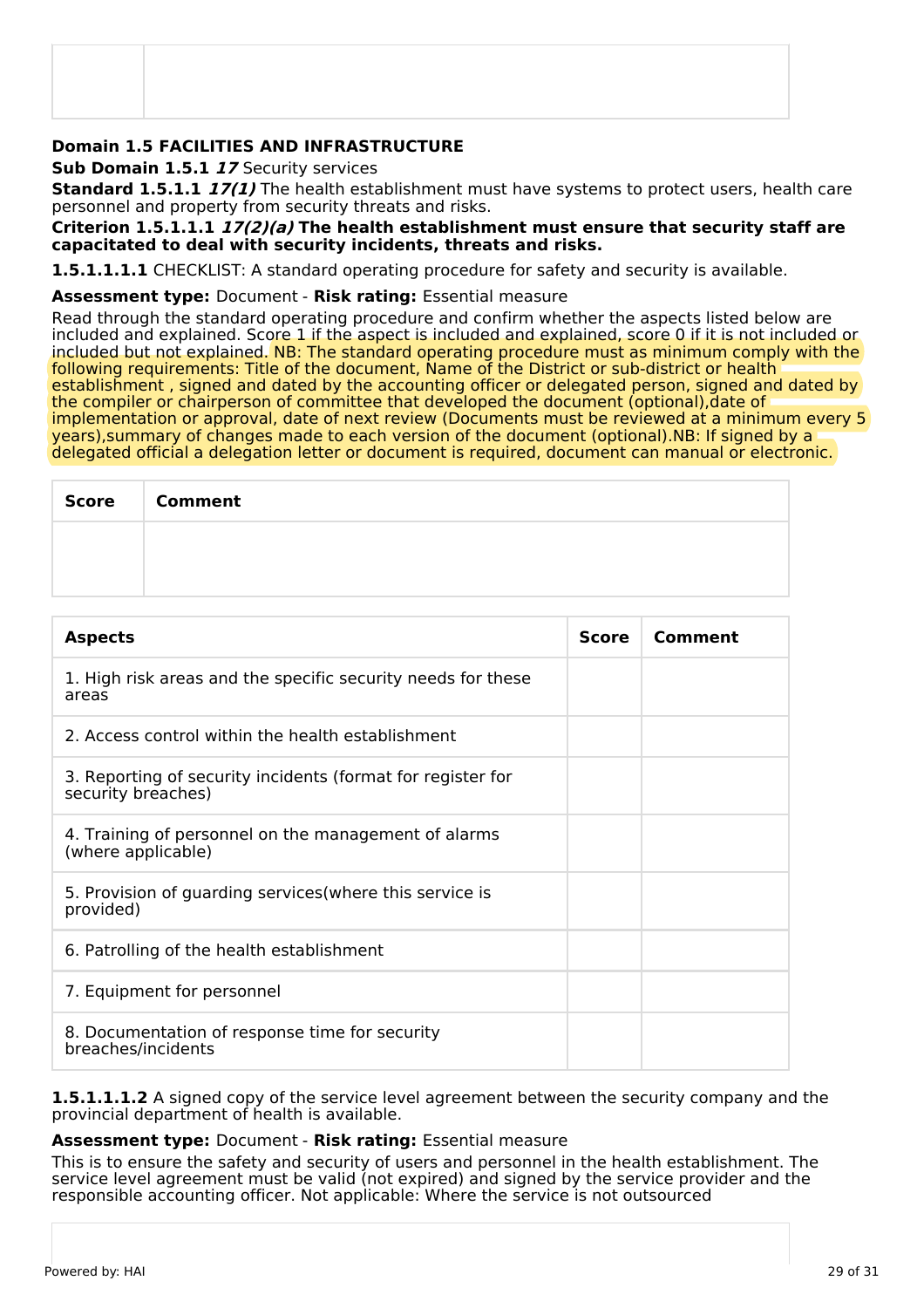| | |
|---|---|
| | |

**Domain 1.5 FACILITIES AND INFRASTRUCTURE**

**Sub Domain 1.5.1** ***17*** Security services

**Standard 1.5.1.1** ***17(1)*** The health establishment must have systems to protect users, health care personnel and property from security threats and risks.

**Criterion 1.5.1.1.1** ***17(2)(a)*** **The health establishment must ensure that security staff are capacitated to deal with security incidents, threats and risks.**

**1.5.1.1.1.1** CHECKLIST: A standard operating procedure for safety and security is available.

**Assessment type:** Document - **Risk rating:** Essential measure

Read through the standard operating procedure and confirm whether the aspects listed below are included and explained. Score 1 if the aspect is included and explained, score 0 if it is not included or included but not explained. NB: The standard operating procedure must as minimum comply with the following requirements: Title of the document, Name of the District or sub-district or health establishment , signed and dated by the accounting officer or delegated person, signed and dated by the compiler or chairperson of committee that developed the document (optional),date of implementation or approval, date of next review (Documents must be reviewed at a minimum every 5 years),summary of changes made to each version of the document (optional).NB: If signed by a delegated official a delegation letter or document is required, document can manual or electronic.

| Score | Comment |
|---|---|
| | |

| Aspects | Score | Comment |
|---|---|---|
| 1. High risk areas and the specific security needs for these areas | | |
| 2. Access control within the health establishment | | |
| 3. Reporting of security incidents (format for register for security breaches) | | |
| 4. Training of personnel on the management of alarms (where applicable) | | |
| 5. Provision of guarding services(where this service is provided) | | |
| 6. Patrolling of the health establishment | | |
| 7. Equipment for personnel | | |
| 8. Documentation of response time for security breaches/incidents | | |

**1.5.1.1.1.2** A signed copy of the service level agreement between the security company and the provincial department of health is available.

**Assessment type:** Document - **Risk rating:** Essential measure

This is to ensure the safety and security of users and personnel in the health establishment. The service level agreement must be valid (not expired) and signed by the service provider and the responsible accounting officer. Not applicable: Where the service is not outsourced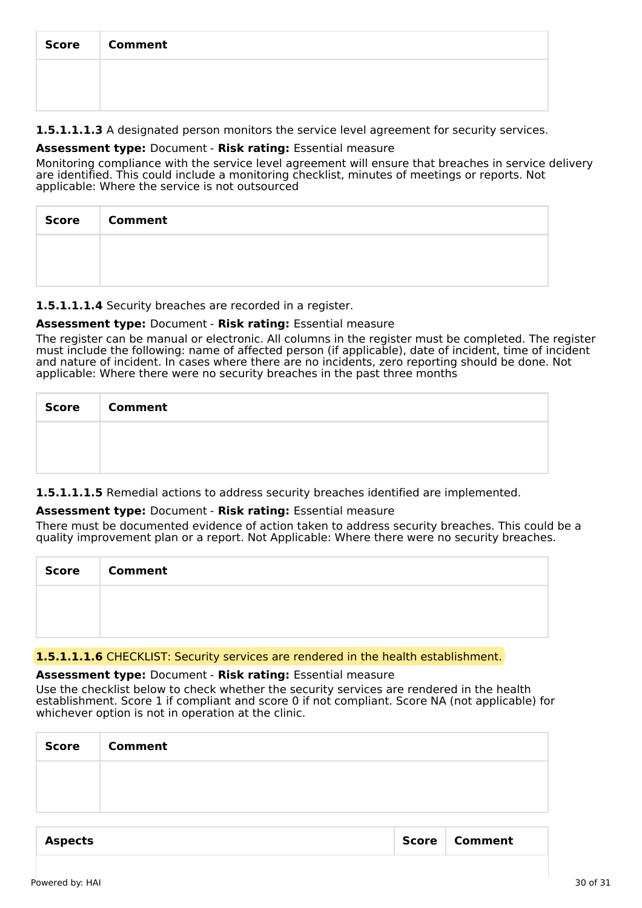| Score | Comment |
| --- | --- |
| | |

**1.5.1.1.1.3** A designated person monitors the service level agreement for security services.

**Assessment type:** Document - **Risk rating:** Essential measure

Monitoring compliance with the service level agreement will ensure that breaches in service delivery are identified. This could include a monitoring checklist, minutes of meetings or reports. Not applicable: Where the service is not outsourced

| Score | Comment |
| --- | --- |
| | |

**1.5.1.1.1.4** Security breaches are recorded in a register.

**Assessment type:** Document - **Risk rating:** Essential measure

The register can be manual or electronic. All columns in the register must be completed. The register must include the following: name of affected person (if applicable), date of incident, time of incident and nature of incident. In cases where there are no incidents, zero reporting should be done. Not applicable: Where there were no security breaches in the past three months

| Score | Comment |
| --- | --- |
| | |

**1.5.1.1.1.5** Remedial actions to address security breaches identified are implemented.

**Assessment type:** Document - **Risk rating:** Essential measure

There must be documented evidence of action taken to address security breaches. This could be a quality improvement plan or a report. Not Applicable: Where there were no security breaches.

| Score | Comment |
| --- | --- |
| | |

**1.5.1.1.1.6** CHECKLIST: Security services are rendered in the health establishment.

**Assessment type:** Document - **Risk rating:** Essential measure

Use the checklist below to check whether the security services are rendered in the health establishment. Score 1 if compliant and score 0 if not compliant. Score NA (not applicable) for whichever option is not in operation at the clinic.

| Score | Comment |
| --- | --- |
| | |

| Aspects | Score | Comment |
| --- | --- | --- |
| | | |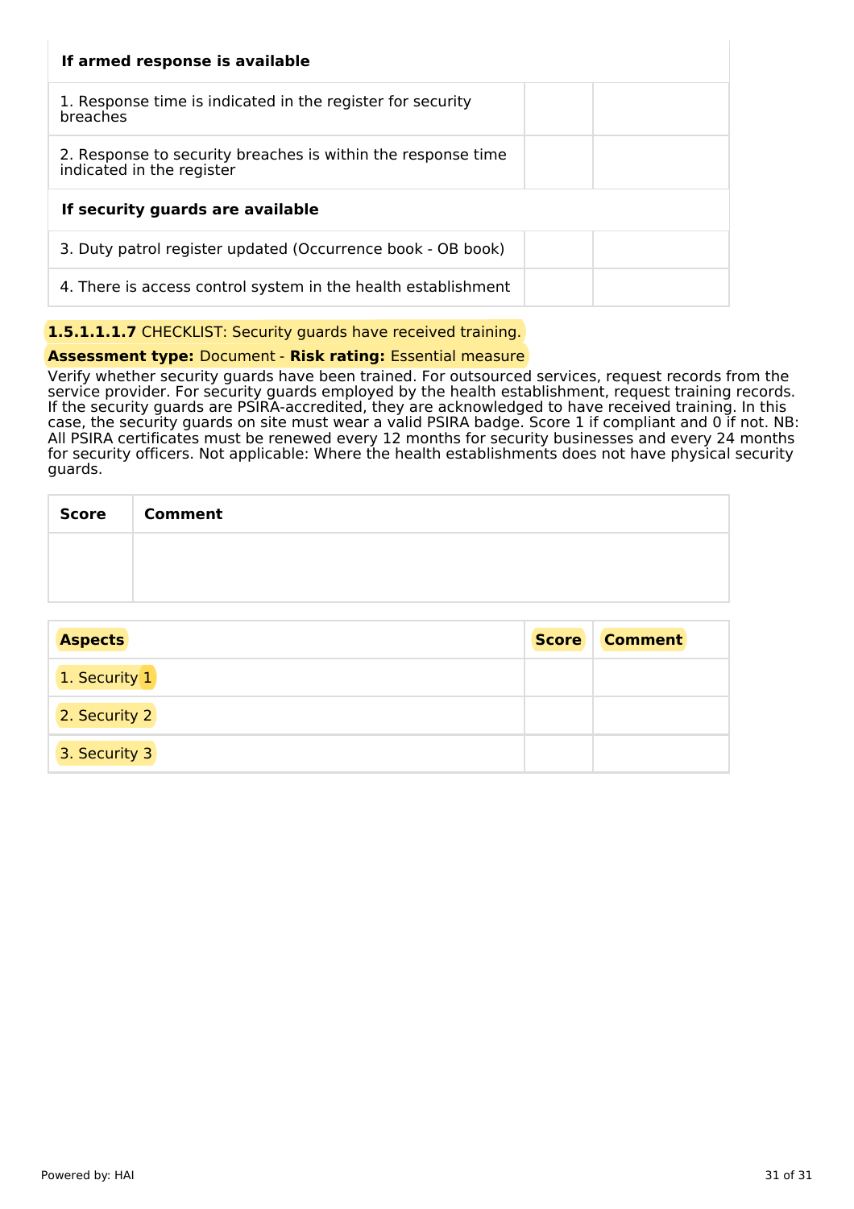| | | |
|---|---|---|
| **If armed response is available** | | |
| 1. Response time is indicated in the register for security breaches | | |
| 2. Response to security breaches is within the response time indicated in the register | | |
| **If security guards are available** | | |
| 3. Duty patrol register updated (Occurrence book - OB book) | | |
| 4. There is access control system in the health establishment | | |

**1.5.1.1.1.7** CHECKLIST: Security guards have received training.

**Assessment type:** Document - **Risk rating:** Essential measure

Verify whether security guards have been trained. For outsourced services, request records from the service provider. For security guards employed by the health establishment, request training records. If the security guards are PSIRA-accredited, they are acknowledged to have received training. In this case, the security guards on site must wear a valid PSIRA badge. Score 1 if compliant and 0 if not. NB: All PSIRA certificates must be renewed every 12 months for security businesses and every 24 months for security officers. Not applicable: Where the health establishments does not have physical security guards.

| Score | Comment |
|---|---|
| | |

| Aspects | Score | Comment |
|---|---|---|
| 1. Security 1 | | |
| 2. Security 2 | | |
| 3. Security 3 | | |